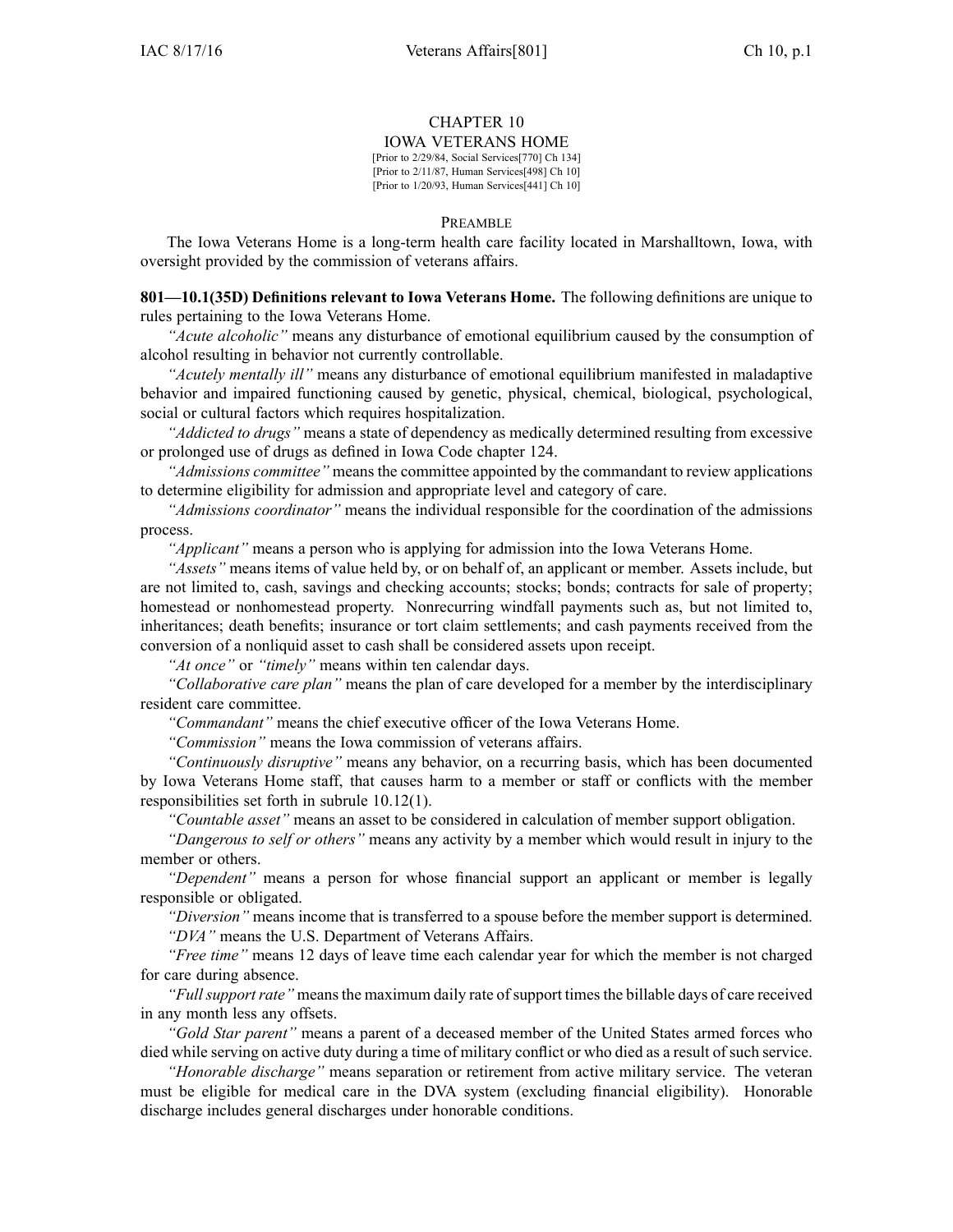# CHAPTER 10
## IOWA VETERANS HOME

[Prior to 2/29/84, Social Services[770] Ch 134]
[Prior to 2/11/87, Human Services[498] Ch 10]
[Prior to 1/20/93, Human Services[441] Ch 10]

### PREAMBLE

The Iowa Veterans Home is a long-term health care facility located in Marshalltown, Iowa, with oversight provided by the commission of veterans affairs.

**801—10.1(35D) Definitions relevant to Iowa Veterans Home.** The following definitions are unique to rules pertaining to the Iowa Veterans Home.

*"Acute alcoholic"* means any disturbance of emotional equilibrium caused by the consumption of alcohol resulting in behavior not currently controllable.

*"Acutely mentally ill"* means any disturbance of emotional equilibrium manifested in maladaptive behavior and impaired functioning caused by genetic, physical, chemical, biological, psychological, social or cultural factors which requires hospitalization.

*"Addicted to drugs"* means a state of dependency as medically determined resulting from excessive or prolonged use of drugs as defined in Iowa Code chapter 124.

*"Admissions committee"* means the committee appointed by the commandant to review applications to determine eligibility for admission and appropriate level and category of care.

*"Admissions coordinator"* means the individual responsible for the coordination of the admissions process.

*"Applicant"* means a person who is applying for admission into the Iowa Veterans Home.

*"Assets"* means items of value held by, or on behalf of, an applicant or member. Assets include, but are not limited to, cash, savings and checking accounts; stocks; bonds; contracts for sale of property; homestead or nonhomestead property. Nonrecurring windfall payments such as, but not limited to, inheritances; death benefits; insurance or tort claim settlements; and cash payments received from the conversion of a nonliquid asset to cash shall be considered assets upon receipt.

*"At once"* or *"timely"* means within ten calendar days.

*"Collaborative care plan"* means the plan of care developed for a member by the interdisciplinary resident care committee.

*"Commandant"* means the chief executive officer of the Iowa Veterans Home.

*"Commission"* means the Iowa commission of veterans affairs.

*"Continuously disruptive"* means any behavior, on a recurring basis, which has been documented by Iowa Veterans Home staff, that causes harm to a member or staff or conflicts with the member responsibilities set forth in subrule 10.12(1).

*"Countable asset"* means an asset to be considered in calculation of member support obligation.

*"Dangerous to self or others"* means any activity by a member which would result in injury to the member or others.

*"Dependent"* means a person for whose financial support an applicant or member is legally responsible or obligated.

*"Diversion"* means income that is transferred to a spouse before the member support is determined.

*"DVA"* means the U.S. Department of Veterans Affairs.

*"Free time"* means 12 days of leave time each calendar year for which the member is not charged for care during absence.

*"Full support rate"* means the maximum daily rate of support times the billable days of care received in any month less any offsets.

*"Gold Star parent"* means a parent of a deceased member of the United States armed forces who died while serving on active duty during a time of military conflict or who died as a result of such service.

*"Honorable discharge"* means separation or retirement from active military service. The veteran must be eligible for medical care in the DVA system (excluding financial eligibility). Honorable discharge includes general discharges under honorable conditions.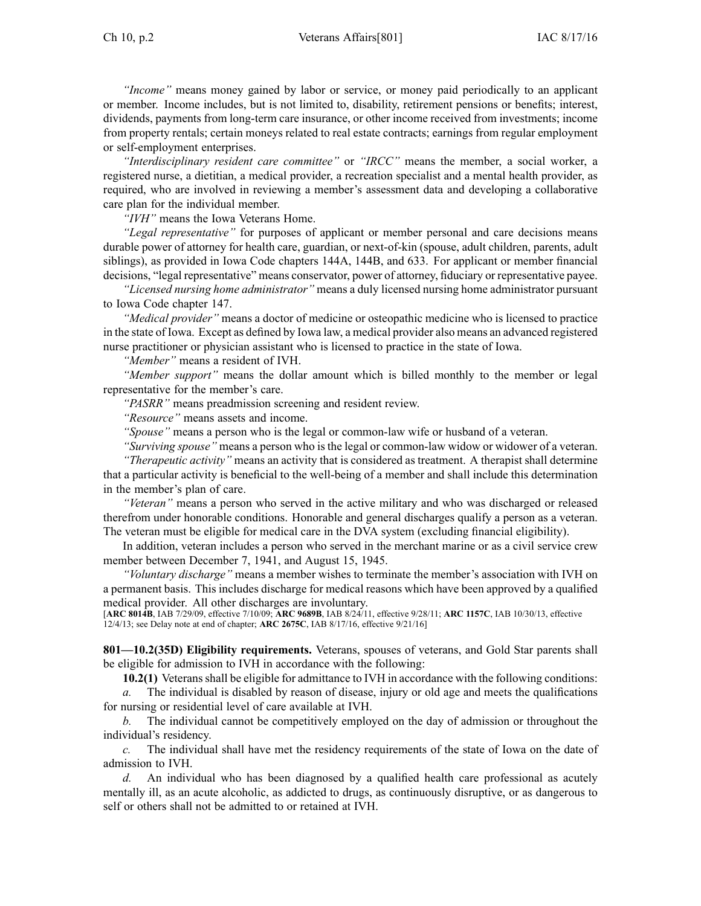*"Income"* means money gained by labor or service, or money paid periodically to an applicant or member. Income includes, but is not limited to, disability, retirement pensions or benefits; interest, dividends, payments from long-term care insurance, or other income received from investments; income from property rentals; certain moneys related to real estate contracts; earnings from regular employment or self-employment enterprises.

*"Interdisciplinary resident care committee"* or *"IRCC"* means the member, a social worker, a registered nurse, a dietitian, a medical provider, a recreation specialist and a mental health provider, as required, who are involved in reviewing a member's assessment data and developing a collaborative care plan for the individual member.

*"IVH"* means the Iowa Veterans Home.

*"Legal representative"* for purposes of applicant or member personal and care decisions means durable power of attorney for health care, guardian, or next-of-kin (spouse, adult children, parents, adult siblings), as provided in Iowa Code chapters 144A, 144B, and 633. For applicant or member financial decisions, "legal representative" means conservator, power of attorney, fiduciary or representative payee.

*"Licensed nursing home administrator"* means a duly licensed nursing home administrator pursuant to Iowa Code chapter 147.

*"Medical provider"* means a doctor of medicine or osteopathic medicine who is licensed to practice in the state of Iowa. Except as defined by Iowa law, a medical provider also means an advanced registered nurse practitioner or physician assistant who is licensed to practice in the state of Iowa.

*"Member"* means a resident of IVH.

*"Member support"* means the dollar amount which is billed monthly to the member or legal representative for the member's care.

*"PASRR"* means preadmission screening and resident review.

*"Resource"* means assets and income.

*"Spouse"* means a person who is the legal or common-law wife or husband of a veteran.

*"Surviving spouse"* means a person who is the legal or common-law widow or widower of a veteran.

*"Therapeutic activity"* means an activity that is considered as treatment. A therapist shall determine that a particular activity is beneficial to the well-being of a member and shall include this determination in the member's plan of care.

*"Veteran"* means a person who served in the active military and who was discharged or released therefrom under honorable conditions. Honorable and general discharges qualify a person as a veteran. The veteran must be eligible for medical care in the DVA system (excluding financial eligibility).

In addition, veteran includes a person who served in the merchant marine or as a civil service crew member between December 7, 1941, and August 15, 1945.

*"Voluntary discharge"* means a member wishes to terminate the member's association with IVH on a permanent basis. This includes discharge for medical reasons which have been approved by a qualified medical provider. All other discharges are involuntary.

[**ARC 8014B**, IAB 7/29/09, effective 7/10/09; **ARC 9689B**, IAB 8/24/11, effective 9/28/11; **ARC 1157C**, IAB 10/30/13, effective 12/4/13; see Delay note at end of chapter; **ARC 2675C**, IAB 8/17/16, effective 9/21/16]

**801—10.2(35D) Eligibility requirements.** Veterans, spouses of veterans, and Gold Star parents shall be eligible for admission to IVH in accordance with the following:

**10.2(1)** Veterans shall be eligible for admittance to IVH in accordance with the following conditions:

*a.* The individual is disabled by reason of disease, injury or old age and meets the qualifications for nursing or residential level of care available at IVH.

*b.* The individual cannot be competitively employed on the day of admission or throughout the individual's residency.

*c.* The individual shall have met the residency requirements of the state of Iowa on the date of admission to IVH.

*d.* An individual who has been diagnosed by a qualified health care professional as acutely mentally ill, as an acute alcoholic, as addicted to drugs, as continuously disruptive, or as dangerous to self or others shall not be admitted to or retained at IVH.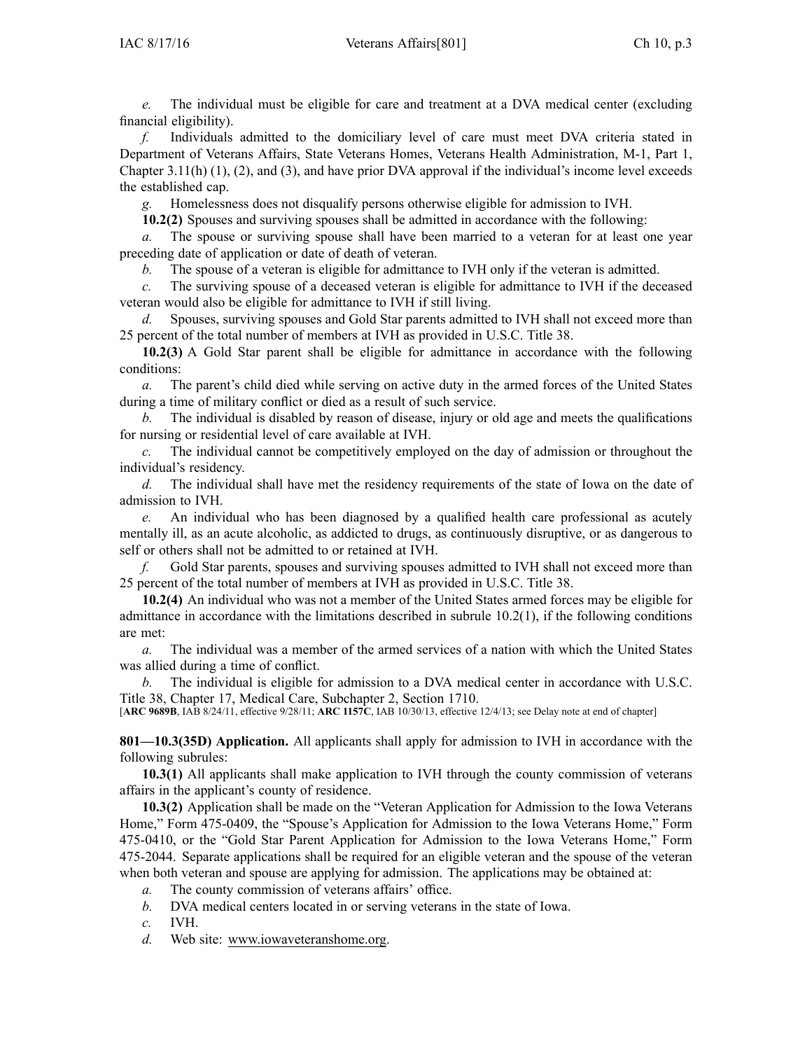*e.* The individual must be eligible for care and treatment at a DVA medical center (excluding financial eligibility).

*f.* Individuals admitted to the domiciliary level of care must meet DVA criteria stated in Department of Veterans Affairs, State Veterans Homes, Veterans Health Administration, M-1, Part 1, Chapter 3.11(h) (1), (2), and (3), and have prior DVA approval if the individual's income level exceeds the established cap.

*g.* Homelessness does not disqualify persons otherwise eligible for admission to IVH.

**10.2(2)** Spouses and surviving spouses shall be admitted in accordance with the following:

*a.* The spouse or surviving spouse shall have been married to a veteran for at least one year preceding date of application or date of death of veteran.

*b.* The spouse of a veteran is eligible for admittance to IVH only if the veteran is admitted.

*c.* The surviving spouse of a deceased veteran is eligible for admittance to IVH if the deceased veteran would also be eligible for admittance to IVH if still living.

*d.* Spouses, surviving spouses and Gold Star parents admitted to IVH shall not exceed more than 25 percent of the total number of members at IVH as provided in U.S.C. Title 38.

**10.2(3)** A Gold Star parent shall be eligible for admittance in accordance with the following conditions:

*a.* The parent's child died while serving on active duty in the armed forces of the United States during a time of military conflict or died as a result of such service.

*b.* The individual is disabled by reason of disease, injury or old age and meets the qualifications for nursing or residential level of care available at IVH.

*c.* The individual cannot be competitively employed on the day of admission or throughout the individual's residency.

*d.* The individual shall have met the residency requirements of the state of Iowa on the date of admission to IVH.

*e.* An individual who has been diagnosed by a qualified health care professional as acutely mentally ill, as an acute alcoholic, as addicted to drugs, as continuously disruptive, or as dangerous to self or others shall not be admitted to or retained at IVH.

*f.* Gold Star parents, spouses and surviving spouses admitted to IVH shall not exceed more than 25 percent of the total number of members at IVH as provided in U.S.C. Title 38.

**10.2(4)** An individual who was not a member of the United States armed forces may be eligible for admittance in accordance with the limitations described in subrule 10.2(1), if the following conditions are met:

*a.* The individual was a member of the armed services of a nation with which the United States was allied during a time of conflict.

*b.* The individual is eligible for admission to a DVA medical center in accordance with U.S.C. Title 38, Chapter 17, Medical Care, Subchapter 2, Section 1710.

[**ARC 9689B**, IAB 8/24/11, effective 9/28/11; **ARC 1157C**, IAB 10/30/13, effective 12/4/13; see Delay note at end of chapter]

**801—10.3(35D) Application.** All applicants shall apply for admission to IVH in accordance with the following subrules:

**10.3(1)** All applicants shall make application to IVH through the county commission of veterans affairs in the applicant's county of residence.

**10.3(2)** Application shall be made on the "Veteran Application for Admission to the Iowa Veterans Home," Form 475-0409, the "Spouse's Application for Admission to the Iowa Veterans Home," Form 475-0410, or the "Gold Star Parent Application for Admission to the Iowa Veterans Home," Form 475-2044. Separate applications shall be required for an eligible veteran and the spouse of the veteran when both veteran and spouse are applying for admission. The applications may be obtained at:

*a.* The county commission of veterans affairs' office.

*b.* DVA medical centers located in or serving veterans in the state of Iowa.

*c.* IVH.

*d.* Web site: www.iowaveteranshome.org.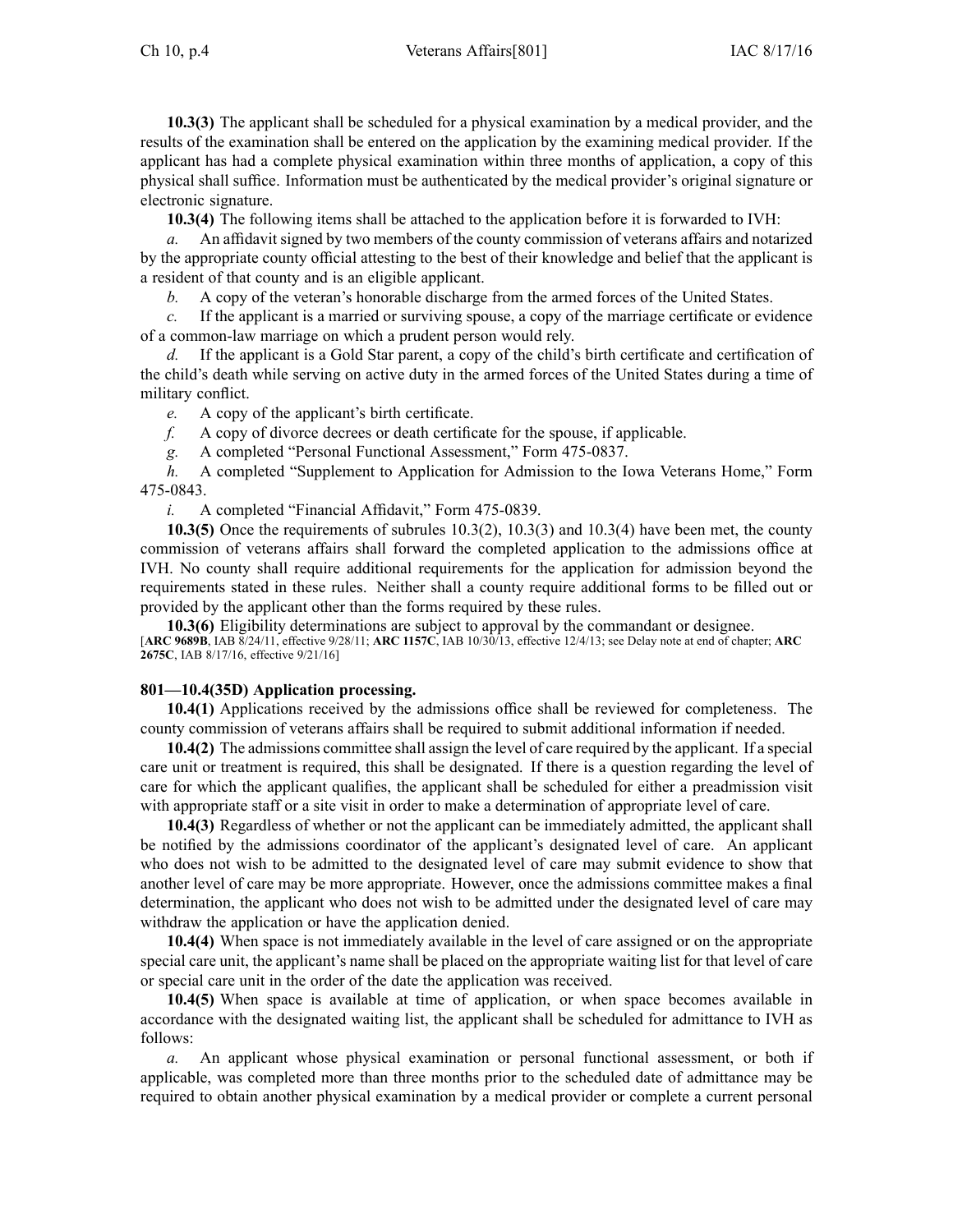**10.3(3)** The applicant shall be scheduled for a physical examination by a medical provider, and the results of the examination shall be entered on the application by the examining medical provider. If the applicant has had a complete physical examination within three months of application, a copy of this physical shall suffice. Information must be authenticated by the medical provider's original signature or electronic signature.

**10.3(4)** The following items shall be attached to the application before it is forwarded to IVH:

*a.* An affidavit signed by two members of the county commission of veterans affairs and notarized by the appropriate county official attesting to the best of their knowledge and belief that the applicant is a resident of that county and is an eligible applicant.

*b.* A copy of the veteran's honorable discharge from the armed forces of the United States.

*c.* If the applicant is a married or surviving spouse, a copy of the marriage certificate or evidence of a common-law marriage on which a prudent person would rely.

*d.* If the applicant is a Gold Star parent, a copy of the child's birth certificate and certification of the child's death while serving on active duty in the armed forces of the United States during a time of military conflict.

*e.* A copy of the applicant's birth certificate.

*f.* A copy of divorce decrees or death certificate for the spouse, if applicable.

*g.* A completed "Personal Functional Assessment," Form 475-0837.

*h.* A completed "Supplement to Application for Admission to the Iowa Veterans Home," Form 475-0843.

*i.* A completed "Financial Affidavit," Form 475-0839.

**10.3(5)** Once the requirements of subrules 10.3(2), 10.3(3) and 10.3(4) have been met, the county commission of veterans affairs shall forward the completed application to the admissions office at IVH. No county shall require additional requirements for the application for admission beyond the requirements stated in these rules. Neither shall a county require additional forms to be filled out or provided by the applicant other than the forms required by these rules.

**10.3(6)** Eligibility determinations are subject to approval by the commandant or designee.

[**ARC 9689B**, IAB 8/24/11, effective 9/28/11; **ARC 1157C**, IAB 10/30/13, effective 12/4/13; see Delay note at end of chapter; **ARC 2675C**, IAB 8/17/16, effective 9/21/16]

**801—10.4(35D) Application processing.**

**10.4(1)** Applications received by the admissions office shall be reviewed for completeness. The county commission of veterans affairs shall be required to submit additional information if needed.

**10.4(2)** The admissions committee shall assign the level of care required by the applicant. If a special care unit or treatment is required, this shall be designated. If there is a question regarding the level of care for which the applicant qualifies, the applicant shall be scheduled for either a preadmission visit with appropriate staff or a site visit in order to make a determination of appropriate level of care.

**10.4(3)** Regardless of whether or not the applicant can be immediately admitted, the applicant shall be notified by the admissions coordinator of the applicant's designated level of care. An applicant who does not wish to be admitted to the designated level of care may submit evidence to show that another level of care may be more appropriate. However, once the admissions committee makes a final determination, the applicant who does not wish to be admitted under the designated level of care may withdraw the application or have the application denied.

**10.4(4)** When space is not immediately available in the level of care assigned or on the appropriate special care unit, the applicant's name shall be placed on the appropriate waiting list for that level of care or special care unit in the order of the date the application was received.

**10.4(5)** When space is available at time of application, or when space becomes available in accordance with the designated waiting list, the applicant shall be scheduled for admittance to IVH as follows:

*a.* An applicant whose physical examination or personal functional assessment, or both if applicable, was completed more than three months prior to the scheduled date of admittance may be required to obtain another physical examination by a medical provider or complete a current personal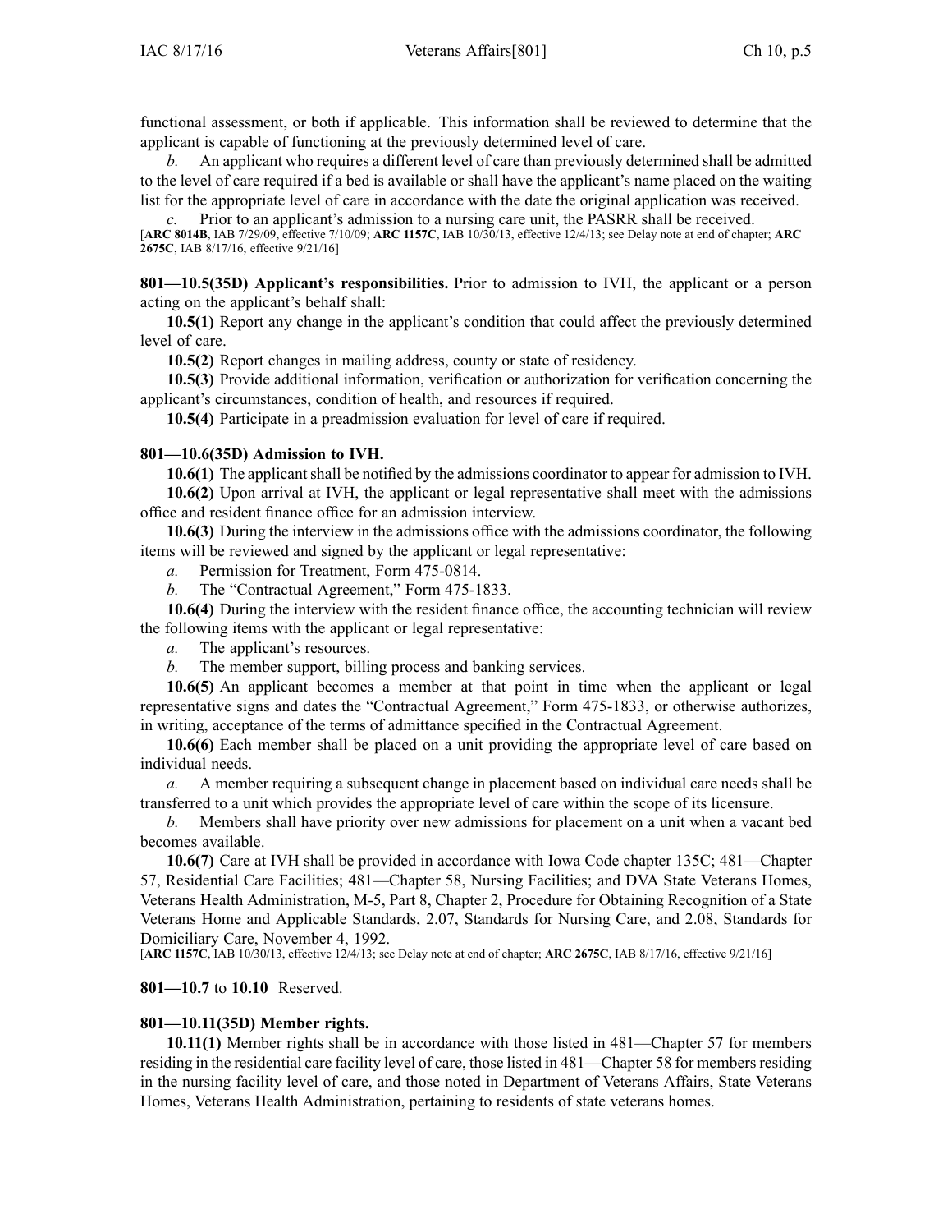functional assessment, or both if applicable. This information shall be reviewed to determine that the applicant is capable of functioning at the previously determined level of care.

*b.* An applicant who requires a different level of care than previously determined shall be admitted to the level of care required if a bed is available or shall have the applicant's name placed on the waiting list for the appropriate level of care in accordance with the date the original application was received.

*c.* Prior to an applicant's admission to a nursing care unit, the PASRR shall be received.

[**ARC 8014B**, IAB 7/29/09, effective 7/10/09; **ARC 1157C**, IAB 10/30/13, effective 12/4/13; see Delay note at end of chapter; **ARC 2675C**, IAB 8/17/16, effective 9/21/16]

**801—10.5(35D) Applicant's responsibilities.** Prior to admission to IVH, the applicant or a person acting on the applicant's behalf shall:

**10.5(1)** Report any change in the applicant's condition that could affect the previously determined level of care.

**10.5(2)** Report changes in mailing address, county or state of residency.

**10.5(3)** Provide additional information, verification or authorization for verification concerning the applicant's circumstances, condition of health, and resources if required.

**10.5(4)** Participate in a preadmission evaluation for level of care if required.

**801—10.6(35D) Admission to IVH.**

**10.6(1)** The applicant shall be notified by the admissions coordinator to appear for admission to IVH.

**10.6(2)** Upon arrival at IVH, the applicant or legal representative shall meet with the admissions office and resident finance office for an admission interview.

**10.6(3)** During the interview in the admissions office with the admissions coordinator, the following items will be reviewed and signed by the applicant or legal representative:

*a.* Permission for Treatment, Form 475-0814.

*b.* The "Contractual Agreement," Form 475-1833.

**10.6(4)** During the interview with the resident finance office, the accounting technician will review the following items with the applicant or legal representative:

*a.* The applicant's resources.

*b.* The member support, billing process and banking services.

**10.6(5)** An applicant becomes a member at that point in time when the applicant or legal representative signs and dates the "Contractual Agreement," Form 475-1833, or otherwise authorizes, in writing, acceptance of the terms of admittance specified in the Contractual Agreement.

**10.6(6)** Each member shall be placed on a unit providing the appropriate level of care based on individual needs.

*a.* A member requiring a subsequent change in placement based on individual care needs shall be transferred to a unit which provides the appropriate level of care within the scope of its licensure.

*b.* Members shall have priority over new admissions for placement on a unit when a vacant bed becomes available.

**10.6(7)** Care at IVH shall be provided in accordance with Iowa Code chapter 135C; 481—Chapter 57, Residential Care Facilities; 481—Chapter 58, Nursing Facilities; and DVA State Veterans Homes, Veterans Health Administration, M-5, Part 8, Chapter 2, Procedure for Obtaining Recognition of a State Veterans Home and Applicable Standards, 2.07, Standards for Nursing Care, and 2.08, Standards for Domiciliary Care, November 4, 1992.

[**ARC 1157C**, IAB 10/30/13, effective 12/4/13; see Delay note at end of chapter; **ARC 2675C**, IAB 8/17/16, effective 9/21/16]

**801—10.7** to **10.10** Reserved.

**801—10.11(35D) Member rights.**

**10.11(1)** Member rights shall be in accordance with those listed in 481—Chapter 57 for members residing in the residential care facility level of care, those listed in 481—Chapter 58 for members residing in the nursing facility level of care, and those noted in Department of Veterans Affairs, State Veterans Homes, Veterans Health Administration, pertaining to residents of state veterans homes.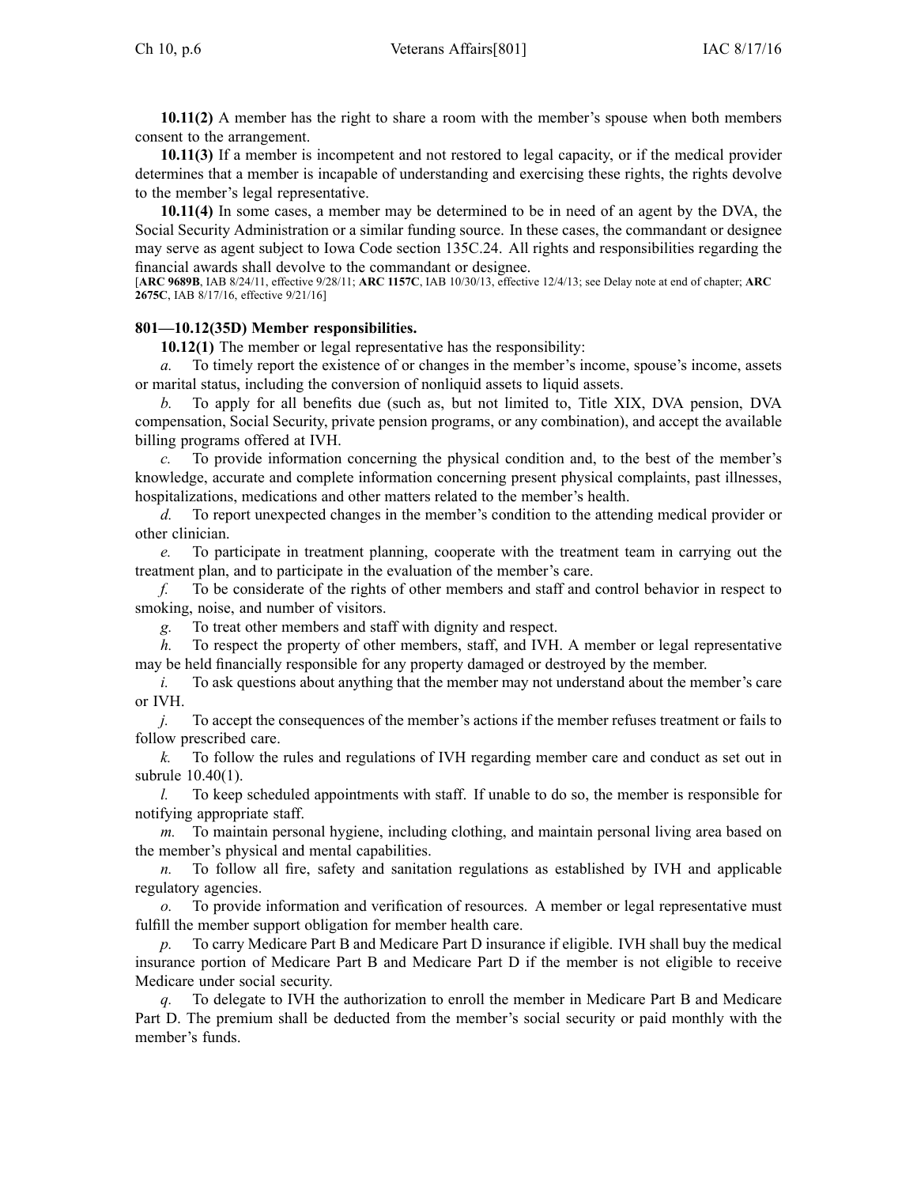**10.11(2)** A member has the right to share a room with the member's spouse when both members consent to the arrangement.

**10.11(3)** If a member is incompetent and not restored to legal capacity, or if the medical provider determines that a member is incapable of understanding and exercising these rights, the rights devolve to the member's legal representative.

**10.11(4)** In some cases, a member may be determined to be in need of an agent by the DVA, the Social Security Administration or a similar funding source. In these cases, the commandant or designee may serve as agent subject to Iowa Code section 135C.24. All rights and responsibilities regarding the financial awards shall devolve to the commandant or designee.

[**ARC 9689B**, IAB 8/24/11, effective 9/28/11; **ARC 1157C**, IAB 10/30/13, effective 12/4/13; see Delay note at end of chapter; **ARC 2675C**, IAB 8/17/16, effective 9/21/16]

**801—10.12(35D) Member responsibilities.**

**10.12(1)** The member or legal representative has the responsibility:

*a.* To timely report the existence of or changes in the member's income, spouse's income, assets or marital status, including the conversion of nonliquid assets to liquid assets.

*b.* To apply for all benefits due (such as, but not limited to, Title XIX, DVA pension, DVA compensation, Social Security, private pension programs, or any combination), and accept the available billing programs offered at IVH.

*c.* To provide information concerning the physical condition and, to the best of the member's knowledge, accurate and complete information concerning present physical complaints, past illnesses, hospitalizations, medications and other matters related to the member's health.

*d.* To report unexpected changes in the member's condition to the attending medical provider or other clinician.

*e.* To participate in treatment planning, cooperate with the treatment team in carrying out the treatment plan, and to participate in the evaluation of the member's care.

*f.* To be considerate of the rights of other members and staff and control behavior in respect to smoking, noise, and number of visitors.

*g.* To treat other members and staff with dignity and respect.

*h.* To respect the property of other members, staff, and IVH. A member or legal representative may be held financially responsible for any property damaged or destroyed by the member.

*i.* To ask questions about anything that the member may not understand about the member's care or IVH.

*j.* To accept the consequences of the member's actions if the member refuses treatment or fails to follow prescribed care.

*k.* To follow the rules and regulations of IVH regarding member care and conduct as set out in subrule 10.40(1).

*l.* To keep scheduled appointments with staff. If unable to do so, the member is responsible for notifying appropriate staff.

*m.* To maintain personal hygiene, including clothing, and maintain personal living area based on the member's physical and mental capabilities.

*n.* To follow all fire, safety and sanitation regulations as established by IVH and applicable regulatory agencies.

*o.* To provide information and verification of resources. A member or legal representative must fulfill the member support obligation for member health care.

*p.* To carry Medicare Part B and Medicare Part D insurance if eligible. IVH shall buy the medical insurance portion of Medicare Part B and Medicare Part D if the member is not eligible to receive Medicare under social security.

*q.* To delegate to IVH the authorization to enroll the member in Medicare Part B and Medicare Part D. The premium shall be deducted from the member's social security or paid monthly with the member's funds.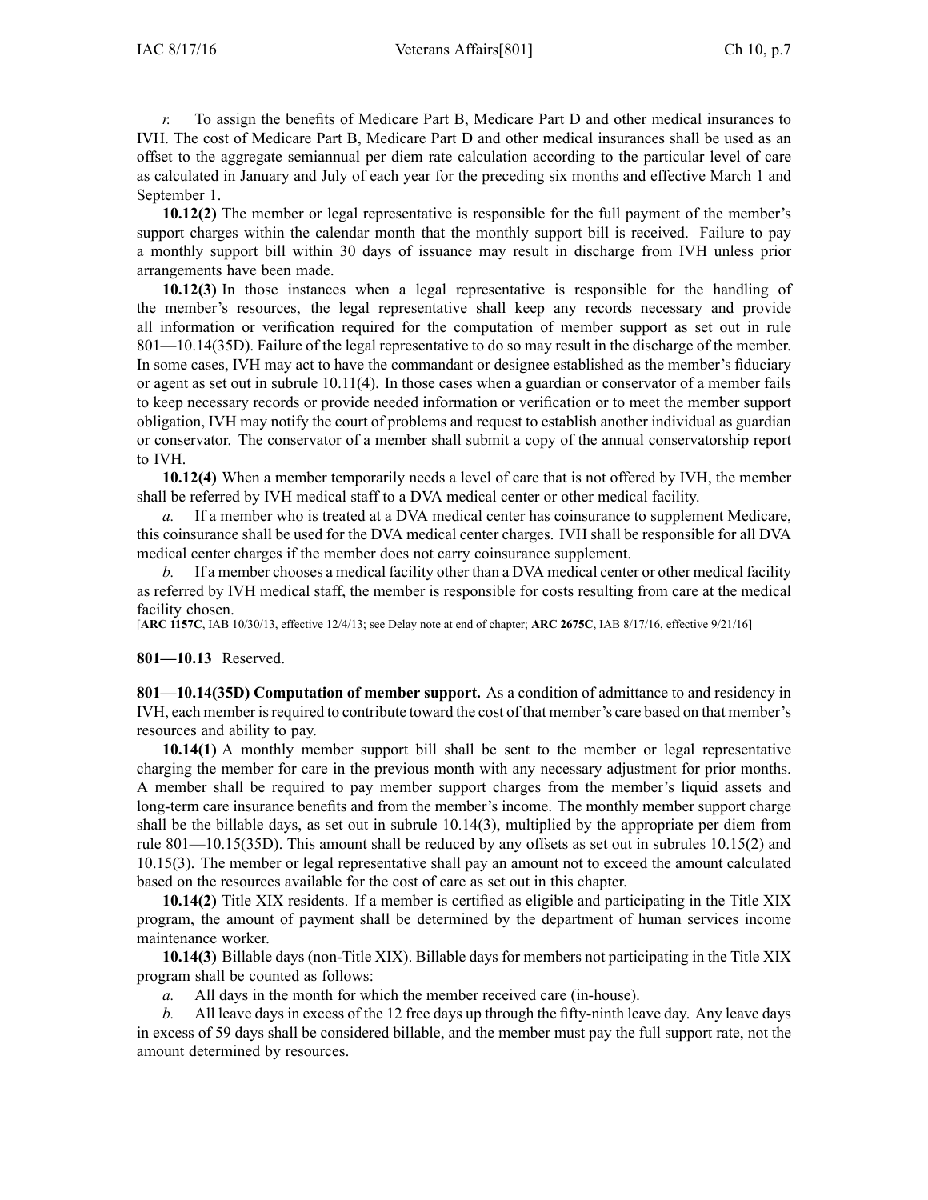*r.* To assign the benefits of Medicare Part B, Medicare Part D and other medical insurances to IVH. The cost of Medicare Part B, Medicare Part D and other medical insurances shall be used as an offset to the aggregate semiannual per diem rate calculation according to the particular level of care as calculated in January and July of each year for the preceding six months and effective March 1 and September 1.

**10.12(2)** The member or legal representative is responsible for the full payment of the member's support charges within the calendar month that the monthly support bill is received. Failure to pay a monthly support bill within 30 days of issuance may result in discharge from IVH unless prior arrangements have been made.

**10.12(3)** In those instances when a legal representative is responsible for the handling of the member's resources, the legal representative shall keep any records necessary and provide all information or verification required for the computation of member support as set out in rule 801—10.14(35D). Failure of the legal representative to do so may result in the discharge of the member. In some cases, IVH may act to have the commandant or designee established as the member's fiduciary or agent as set out in subrule 10.11(4). In those cases when a guardian or conservator of a member fails to keep necessary records or provide needed information or verification or to meet the member support obligation, IVH may notify the court of problems and request to establish another individual as guardian or conservator. The conservator of a member shall submit a copy of the annual conservatorship report to IVH.

**10.12(4)** When a member temporarily needs a level of care that is not offered by IVH, the member shall be referred by IVH medical staff to a DVA medical center or other medical facility.

*a.* If a member who is treated at a DVA medical center has coinsurance to supplement Medicare, this coinsurance shall be used for the DVA medical center charges. IVH shall be responsible for all DVA medical center charges if the member does not carry coinsurance supplement.

*b.* If a member chooses a medical facility other than a DVA medical center or other medical facility as referred by IVH medical staff, the member is responsible for costs resulting from care at the medical facility chosen.

[**ARC 1157C**, IAB 10/30/13, effective 12/4/13; see Delay note at end of chapter; **ARC 2675C**, IAB 8/17/16, effective 9/21/16]

**801—10.13** Reserved.

**801—10.14(35D) Computation of member support.** As a condition of admittance to and residency in IVH, each member is required to contribute toward the cost of that member's care based on that member's resources and ability to pay.

**10.14(1)** A monthly member support bill shall be sent to the member or legal representative charging the member for care in the previous month with any necessary adjustment for prior months. A member shall be required to pay member support charges from the member's liquid assets and long-term care insurance benefits and from the member's income. The monthly member support charge shall be the billable days, as set out in subrule 10.14(3), multiplied by the appropriate per diem from rule 801—10.15(35D). This amount shall be reduced by any offsets as set out in subrules 10.15(2) and 10.15(3). The member or legal representative shall pay an amount not to exceed the amount calculated based on the resources available for the cost of care as set out in this chapter.

**10.14(2)** Title XIX residents. If a member is certified as eligible and participating in the Title XIX program, the amount of payment shall be determined by the department of human services income maintenance worker.

**10.14(3)** Billable days (non-Title XIX). Billable days for members not participating in the Title XIX program shall be counted as follows:

*a.* All days in the month for which the member received care (in-house).

*b.* All leave days in excess of the 12 free days up through the fifty-ninth leave day. Any leave days in excess of 59 days shall be considered billable, and the member must pay the full support rate, not the amount determined by resources.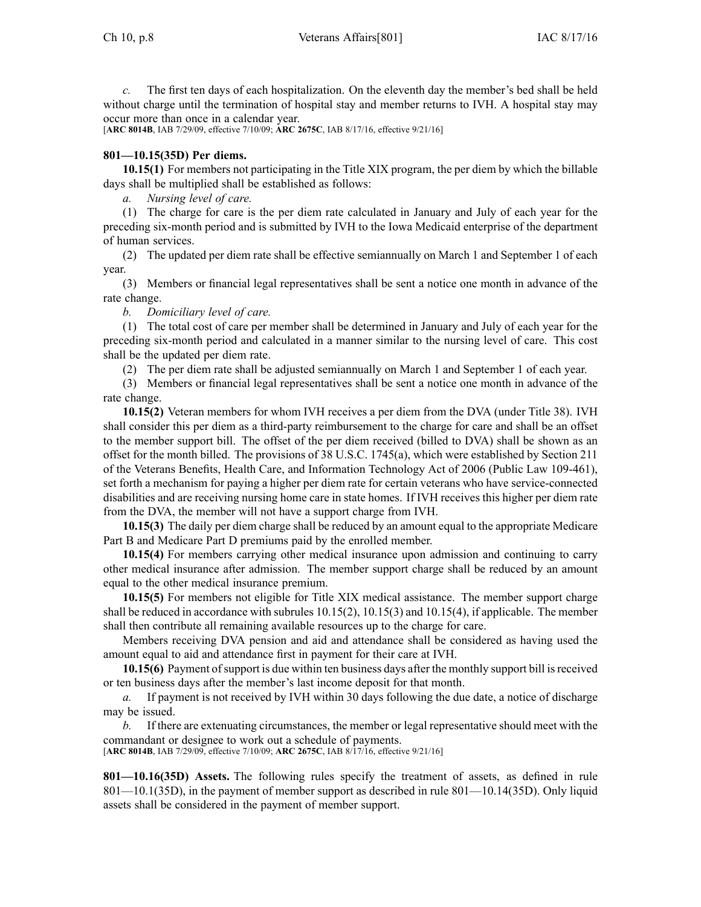*c.* The first ten days of each hospitalization. On the eleventh day the member's bed shall be held without charge until the termination of hospital stay and member returns to IVH. A hospital stay may occur more than once in a calendar year.

[**ARC 8014B**, IAB 7/29/09, effective 7/10/09; **ARC 2675C**, IAB 8/17/16, effective 9/21/16]

**801—10.15(35D) Per diems.**

**10.15(1)** For members not participating in the Title XIX program, the per diem by which the billable days shall be multiplied shall be established as follows:

*a. Nursing level of care.*

(1) The charge for care is the per diem rate calculated in January and July of each year for the preceding six-month period and is submitted by IVH to the Iowa Medicaid enterprise of the department of human services.

(2) The updated per diem rate shall be effective semiannually on March 1 and September 1 of each year.

(3) Members or financial legal representatives shall be sent a notice one month in advance of the rate change.

*b. Domiciliary level of care.*

(1) The total cost of care per member shall be determined in January and July of each year for the preceding six-month period and calculated in a manner similar to the nursing level of care. This cost shall be the updated per diem rate.

(2) The per diem rate shall be adjusted semiannually on March 1 and September 1 of each year.

(3) Members or financial legal representatives shall be sent a notice one month in advance of the rate change.

**10.15(2)** Veteran members for whom IVH receives a per diem from the DVA (under Title 38). IVH shall consider this per diem as a third-party reimbursement to the charge for care and shall be an offset to the member support bill. The offset of the per diem received (billed to DVA) shall be shown as an offset for the month billed. The provisions of 38 U.S.C. 1745(a), which were established by Section 211 of the Veterans Benefits, Health Care, and Information Technology Act of 2006 (Public Law 109-461), set forth a mechanism for paying a higher per diem rate for certain veterans who have service-connected disabilities and are receiving nursing home care in state homes. If IVH receives this higher per diem rate from the DVA, the member will not have a support charge from IVH.

**10.15(3)** The daily per diem charge shall be reduced by an amount equal to the appropriate Medicare Part B and Medicare Part D premiums paid by the enrolled member.

**10.15(4)** For members carrying other medical insurance upon admission and continuing to carry other medical insurance after admission. The member support charge shall be reduced by an amount equal to the other medical insurance premium.

**10.15(5)** For members not eligible for Title XIX medical assistance. The member support charge shall be reduced in accordance with subrules 10.15(2), 10.15(3) and 10.15(4), if applicable. The member shall then contribute all remaining available resources up to the charge for care.

Members receiving DVA pension and aid and attendance shall be considered as having used the amount equal to aid and attendance first in payment for their care at IVH.

**10.15(6)** Payment of support is due within ten business days after the monthly support bill is received or ten business days after the member's last income deposit for that month.

*a.* If payment is not received by IVH within 30 days following the due date, a notice of discharge may be issued.

*b.* If there are extenuating circumstances, the member or legal representative should meet with the commandant or designee to work out a schedule of payments.

[**ARC 8014B**, IAB 7/29/09, effective 7/10/09; **ARC 2675C**, IAB 8/17/16, effective 9/21/16]

**801—10.16(35D) Assets.** The following rules specify the treatment of assets, as defined in rule 801—10.1(35D), in the payment of member support as described in rule 801—10.14(35D). Only liquid assets shall be considered in the payment of member support.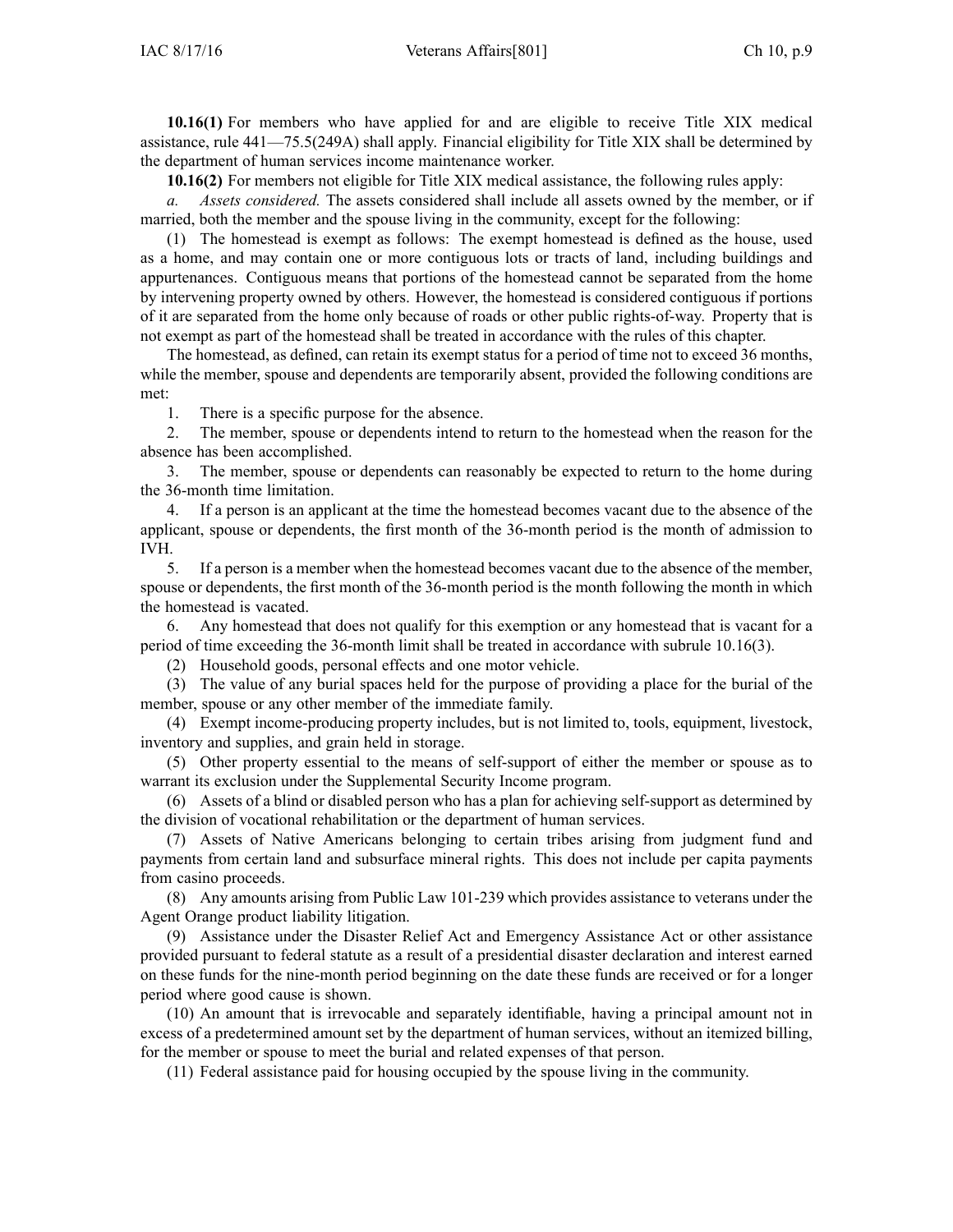**10.16(1)** For members who have applied for and are eligible to receive Title XIX medical assistance, rule 441—75.5(249A) shall apply. Financial eligibility for Title XIX shall be determined by the department of human services income maintenance worker.

**10.16(2)** For members not eligible for Title XIX medical assistance, the following rules apply:

*a. Assets considered.* The assets considered shall include all assets owned by the member, or if married, both the member and the spouse living in the community, except for the following:

(1) The homestead is exempt as follows: The exempt homestead is defined as the house, used as a home, and may contain one or more contiguous lots or tracts of land, including buildings and appurtenances. Contiguous means that portions of the homestead cannot be separated from the home by intervening property owned by others. However, the homestead is considered contiguous if portions of it are separated from the home only because of roads or other public rights-of-way. Property that is not exempt as part of the homestead shall be treated in accordance with the rules of this chapter.

The homestead, as defined, can retain its exempt status for a period of time not to exceed 36 months, while the member, spouse and dependents are temporarily absent, provided the following conditions are met:

1. There is a specific purpose for the absence.

2. The member, spouse or dependents intend to return to the homestead when the reason for the absence has been accomplished.

3. The member, spouse or dependents can reasonably be expected to return to the home during the 36-month time limitation.

4. If a person is an applicant at the time the homestead becomes vacant due to the absence of the applicant, spouse or dependents, the first month of the 36-month period is the month of admission to IVH.

5. If a person is a member when the homestead becomes vacant due to the absence of the member, spouse or dependents, the first month of the 36-month period is the month following the month in which the homestead is vacated.

6. Any homestead that does not qualify for this exemption or any homestead that is vacant for a period of time exceeding the 36-month limit shall be treated in accordance with subrule 10.16(3).

(2) Household goods, personal effects and one motor vehicle.

(3) The value of any burial spaces held for the purpose of providing a place for the burial of the member, spouse or any other member of the immediate family.

(4) Exempt income-producing property includes, but is not limited to, tools, equipment, livestock, inventory and supplies, and grain held in storage.

(5) Other property essential to the means of self-support of either the member or spouse as to warrant its exclusion under the Supplemental Security Income program.

(6) Assets of a blind or disabled person who has a plan for achieving self-support as determined by the division of vocational rehabilitation or the department of human services.

(7) Assets of Native Americans belonging to certain tribes arising from judgment fund and payments from certain land and subsurface mineral rights. This does not include per capita payments from casino proceeds.

(8) Any amounts arising from Public Law 101-239 which provides assistance to veterans under the Agent Orange product liability litigation.

(9) Assistance under the Disaster Relief Act and Emergency Assistance Act or other assistance provided pursuant to federal statute as a result of a presidential disaster declaration and interest earned on these funds for the nine-month period beginning on the date these funds are received or for a longer period where good cause is shown.

(10) An amount that is irrevocable and separately identifiable, having a principal amount not in excess of a predetermined amount set by the department of human services, without an itemized billing, for the member or spouse to meet the burial and related expenses of that person.

(11) Federal assistance paid for housing occupied by the spouse living in the community.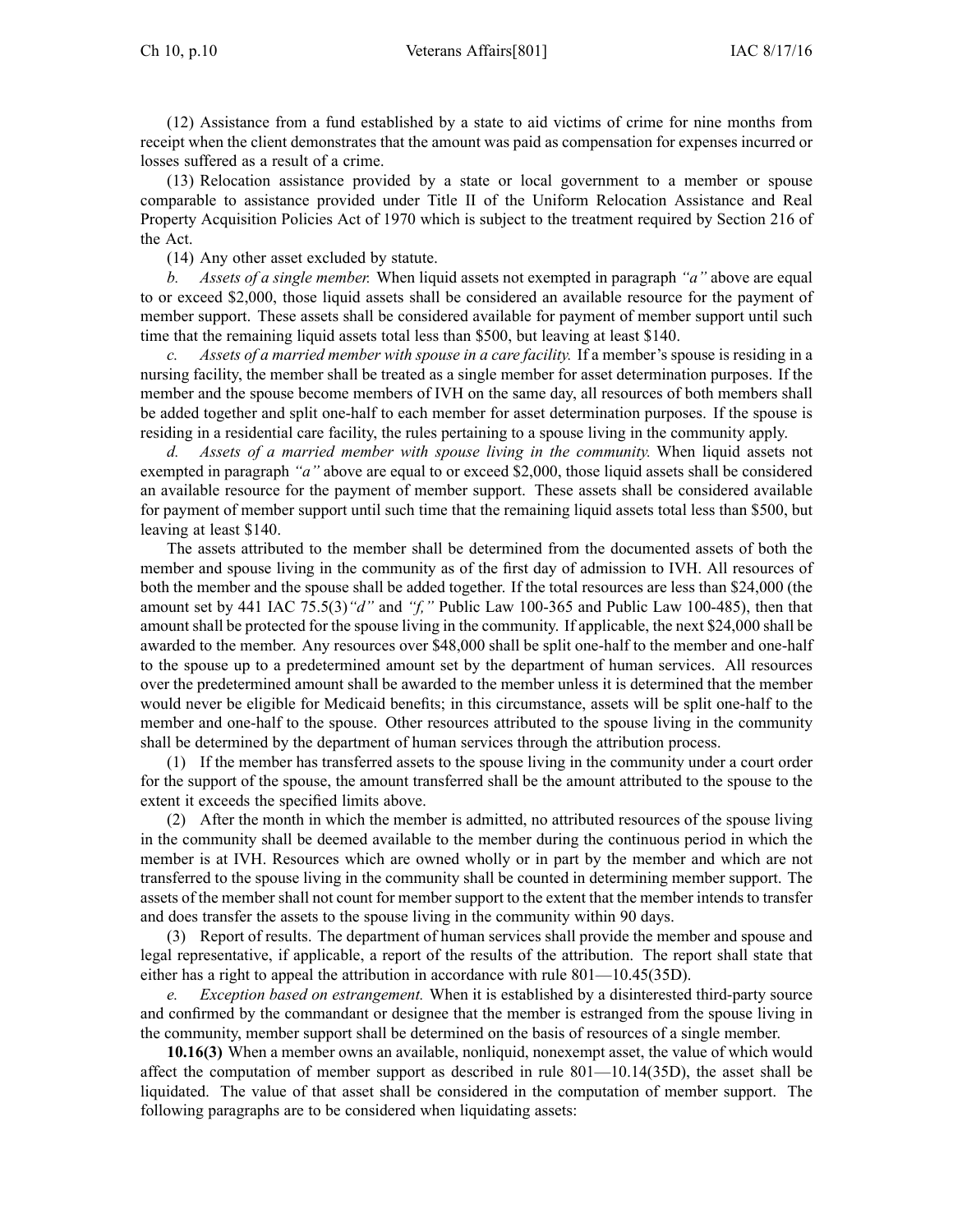(12) Assistance from a fund established by a state to aid victims of crime for nine months from receipt when the client demonstrates that the amount was paid as compensation for expenses incurred or losses suffered as a result of a crime.

(13) Relocation assistance provided by a state or local government to a member or spouse comparable to assistance provided under Title II of the Uniform Relocation Assistance and Real Property Acquisition Policies Act of 1970 which is subject to the treatment required by Section 216 of the Act.

(14) Any other asset excluded by statute.

*b. Assets of a single member.* When liquid assets not exempted in paragraph *"a"* above are equal to or exceed $2,000, those liquid assets shall be considered an available resource for the payment of member support. These assets shall be considered available for payment of member support until such time that the remaining liquid assets total less than $500, but leaving at least $140.

*c. Assets of a married member with spouse in a care facility.* If a member's spouse is residing in a nursing facility, the member shall be treated as a single member for asset determination purposes. If the member and the spouse become members of IVH on the same day, all resources of both members shall be added together and split one-half to each member for asset determination purposes. If the spouse is residing in a residential care facility, the rules pertaining to a spouse living in the community apply.

*d. Assets of a married member with spouse living in the community.* When liquid assets not exempted in paragraph *"a"* above are equal to or exceed $2,000, those liquid assets shall be considered an available resource for the payment of member support. These assets shall be considered available for payment of member support until such time that the remaining liquid assets total less than $500, but leaving at least $140.

The assets attributed to the member shall be determined from the documented assets of both the member and spouse living in the community as of the first day of admission to IVH. All resources of both the member and the spouse shall be added together. If the total resources are less than $24,000 (the amount set by 441 IAC 75.5(3)*"d"* and *"f,"* Public Law 100-365 and Public Law 100-485), then that amount shall be protected for the spouse living in the community. If applicable, the next $24,000 shall be awarded to the member. Any resources over $48,000 shall be split one-half to the member and one-half to the spouse up to a predetermined amount set by the department of human services. All resources over the predetermined amount shall be awarded to the member unless it is determined that the member would never be eligible for Medicaid benefits; in this circumstance, assets will be split one-half to the member and one-half to the spouse. Other resources attributed to the spouse living in the community shall be determined by the department of human services through the attribution process.

(1) If the member has transferred assets to the spouse living in the community under a court order for the support of the spouse, the amount transferred shall be the amount attributed to the spouse to the extent it exceeds the specified limits above.

(2) After the month in which the member is admitted, no attributed resources of the spouse living in the community shall be deemed available to the member during the continuous period in which the member is at IVH. Resources which are owned wholly or in part by the member and which are not transferred to the spouse living in the community shall be counted in determining member support. The assets of the member shall not count for member support to the extent that the member intends to transfer and does transfer the assets to the spouse living in the community within 90 days.

(3) Report of results. The department of human services shall provide the member and spouse and legal representative, if applicable, a report of the results of the attribution. The report shall state that either has a right to appeal the attribution in accordance with rule 801—10.45(35D).

*e. Exception based on estrangement.* When it is established by a disinterested third-party source and confirmed by the commandant or designee that the member is estranged from the spouse living in the community, member support shall be determined on the basis of resources of a single member.

**10.16(3)** When a member owns an available, nonliquid, nonexempt asset, the value of which would affect the computation of member support as described in rule 801—10.14(35D), the asset shall be liquidated. The value of that asset shall be considered in the computation of member support. The following paragraphs are to be considered when liquidating assets: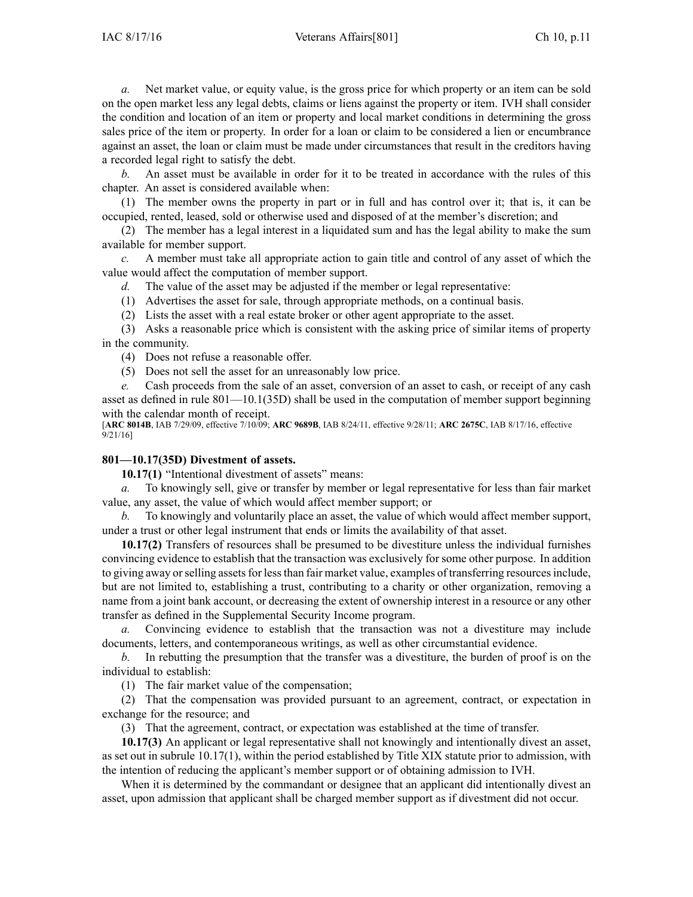*a.* Net market value, or equity value, is the gross price for which property or an item can be sold on the open market less any legal debts, claims or liens against the property or item. IVH shall consider the condition and location of an item or property and local market conditions in determining the gross sales price of the item or property. In order for a loan or claim to be considered a lien or encumbrance against an asset, the loan or claim must be made under circumstances that result in the creditors having a recorded legal right to satisfy the debt.

*b.* An asset must be available in order for it to be treated in accordance with the rules of this chapter. An asset is considered available when:

(1) The member owns the property in part or in full and has control over it; that is, it can be occupied, rented, leased, sold or otherwise used and disposed of at the member's discretion; and

(2) The member has a legal interest in a liquidated sum and has the legal ability to make the sum available for member support.

*c.* A member must take all appropriate action to gain title and control of any asset of which the value would affect the computation of member support.

*d.* The value of the asset may be adjusted if the member or legal representative:

(1) Advertises the asset for sale, through appropriate methods, on a continual basis.

(2) Lists the asset with a real estate broker or other agent appropriate to the asset.

(3) Asks a reasonable price which is consistent with the asking price of similar items of property in the community.

(4) Does not refuse a reasonable offer.

(5) Does not sell the asset for an unreasonably low price.

*e.* Cash proceeds from the sale of an asset, conversion of an asset to cash, or receipt of any cash asset as defined in rule 801—10.1(35D) shall be used in the computation of member support beginning with the calendar month of receipt.

[**ARC 8014B**, IAB 7/29/09, effective 7/10/09; **ARC 9689B**, IAB 8/24/11, effective 9/28/11; **ARC 2675C**, IAB 8/17/16, effective 9/21/16]

### 801—10.17(35D) Divestment of assets.

**10.17(1)** "Intentional divestment of assets" means:

*a.* To knowingly sell, give or transfer by member or legal representative for less than fair market value, any asset, the value of which would affect member support; or

*b.* To knowingly and voluntarily place an asset, the value of which would affect member support, under a trust or other legal instrument that ends or limits the availability of that asset.

**10.17(2)** Transfers of resources shall be presumed to be divestiture unless the individual furnishes convincing evidence to establish that the transaction was exclusively for some other purpose. In addition to giving away or selling assets for less than fair market value, examples of transferring resources include, but are not limited to, establishing a trust, contributing to a charity or other organization, removing a name from a joint bank account, or decreasing the extent of ownership interest in a resource or any other transfer as defined in the Supplemental Security Income program.

*a.* Convincing evidence to establish that the transaction was not a divestiture may include documents, letters, and contemporaneous writings, as well as other circumstantial evidence.

*b.* In rebutting the presumption that the transfer was a divestiture, the burden of proof is on the individual to establish:

(1) The fair market value of the compensation;

(2) That the compensation was provided pursuant to an agreement, contract, or expectation in exchange for the resource; and

(3) That the agreement, contract, or expectation was established at the time of transfer.

**10.17(3)** An applicant or legal representative shall not knowingly and intentionally divest an asset, as set out in subrule 10.17(1), within the period established by Title XIX statute prior to admission, with the intention of reducing the applicant's member support or of obtaining admission to IVH.

When it is determined by the commandant or designee that an applicant did intentionally divest an asset, upon admission that applicant shall be charged member support as if divestment did not occur.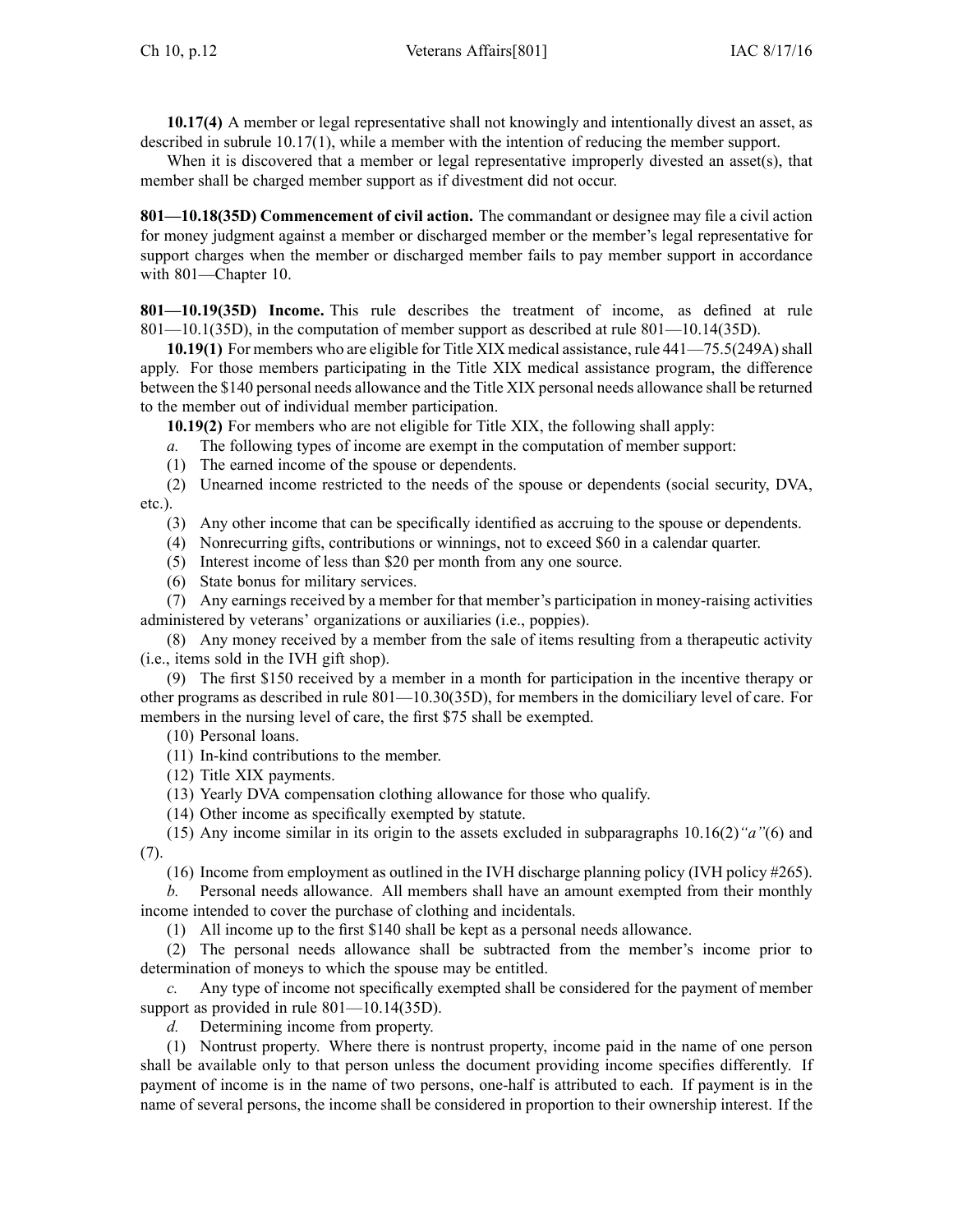**10.17(4)** A member or legal representative shall not knowingly and intentionally divest an asset, as described in subrule 10.17(1), while a member with the intention of reducing the member support.

When it is discovered that a member or legal representative improperly divested an asset(s), that member shall be charged member support as if divestment did not occur.

**801—10.18(35D) Commencement of civil action.** The commandant or designee may file a civil action for money judgment against a member or discharged member or the member's legal representative for support charges when the member or discharged member fails to pay member support in accordance with 801—Chapter 10.

**801—10.19(35D) Income.** This rule describes the treatment of income, as defined at rule 801—10.1(35D), in the computation of member support as described at rule 801—10.14(35D).

**10.19(1)** For members who are eligible for Title XIX medical assistance, rule 441—75.5(249A) shall apply. For those members participating in the Title XIX medical assistance program, the difference between the $140 personal needs allowance and the Title XIX personal needs allowance shall be returned to the member out of individual member participation.

**10.19(2)** For members who are not eligible for Title XIX, the following shall apply:

*a.* The following types of income are exempt in the computation of member support:

(1) The earned income of the spouse or dependents.

(2) Unearned income restricted to the needs of the spouse or dependents (social security, DVA, etc.).

(3) Any other income that can be specifically identified as accruing to the spouse or dependents.

(4) Nonrecurring gifts, contributions or winnings, not to exceed $60 in a calendar quarter.

(5) Interest income of less than $20 per month from any one source.

(6) State bonus for military services.

(7) Any earnings received by a member for that member's participation in money-raising activities administered by veterans' organizations or auxiliaries (i.e., poppies).

(8) Any money received by a member from the sale of items resulting from a therapeutic activity (i.e., items sold in the IVH gift shop).

(9) The first $150 received by a member in a month for participation in the incentive therapy or other programs as described in rule 801—10.30(35D), for members in the domiciliary level of care. For members in the nursing level of care, the first $75 shall be exempted.

(10) Personal loans.

(11) In-kind contributions to the member.

(12) Title XIX payments.

(13) Yearly DVA compensation clothing allowance for those who qualify.

(14) Other income as specifically exempted by statute.

(15) Any income similar in its origin to the assets excluded in subparagraphs 10.16(2)*"a"*(6) and (7).

(16) Income from employment as outlined in the IVH discharge planning policy (IVH policy #265).

*b.* Personal needs allowance. All members shall have an amount exempted from their monthly income intended to cover the purchase of clothing and incidentals.

(1) All income up to the first $140 shall be kept as a personal needs allowance.

(2) The personal needs allowance shall be subtracted from the member's income prior to determination of moneys to which the spouse may be entitled.

*c.* Any type of income not specifically exempted shall be considered for the payment of member support as provided in rule 801—10.14(35D).

*d.* Determining income from property.

(1) Nontrust property. Where there is nontrust property, income paid in the name of one person shall be available only to that person unless the document providing income specifies differently. If payment of income is in the name of two persons, one-half is attributed to each. If payment is in the name of several persons, the income shall be considered in proportion to their ownership interest. If the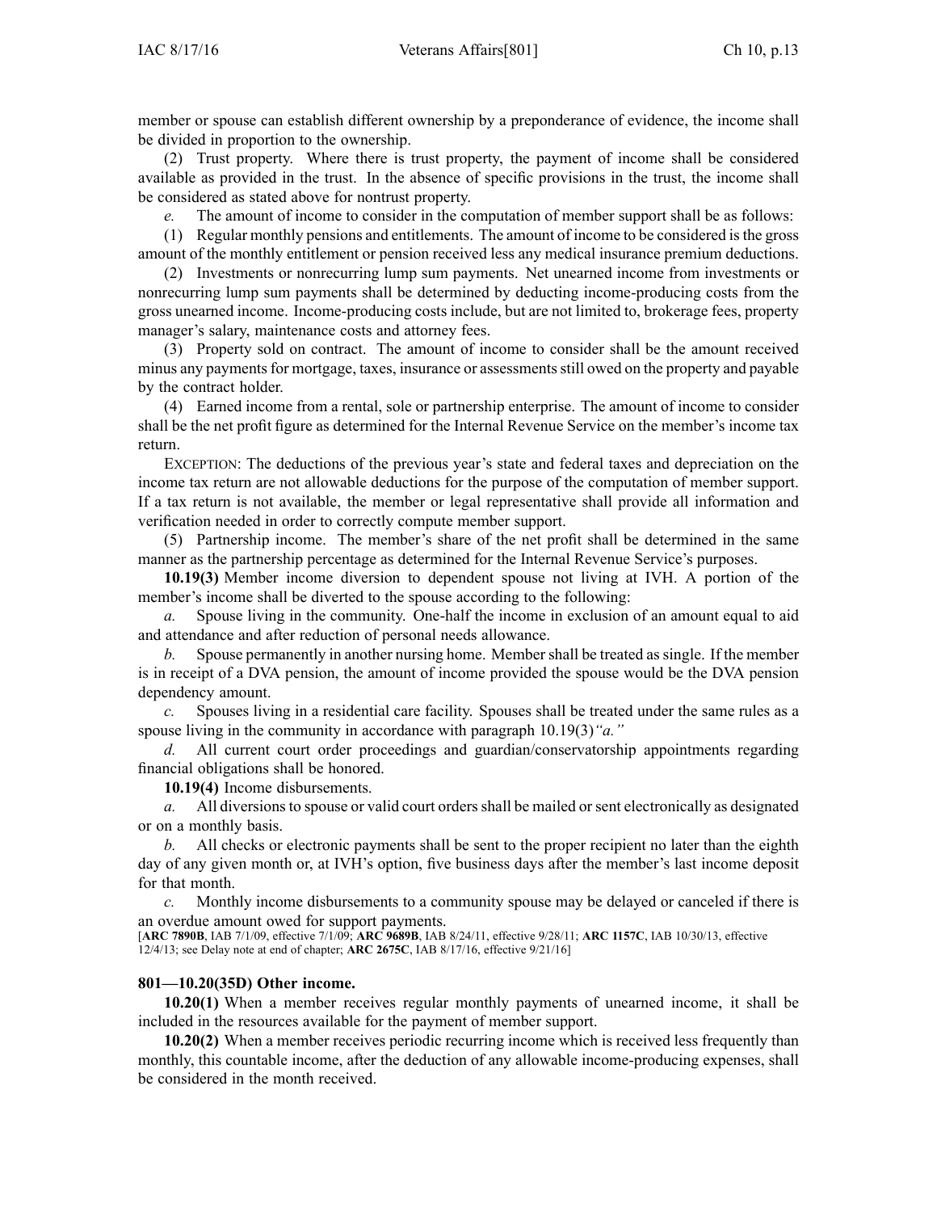member or spouse can establish different ownership by a preponderance of evidence, the income shall be divided in proportion to the ownership.

(2) Trust property. Where there is trust property, the payment of income shall be considered available as provided in the trust. In the absence of specific provisions in the trust, the income shall be considered as stated above for nontrust property.

*e.* The amount of income to consider in the computation of member support shall be as follows:

(1) Regular monthly pensions and entitlements. The amount of income to be considered is the gross amount of the monthly entitlement or pension received less any medical insurance premium deductions.

(2) Investments or nonrecurring lump sum payments. Net unearned income from investments or nonrecurring lump sum payments shall be determined by deducting income-producing costs from the gross unearned income. Income-producing costs include, but are not limited to, brokerage fees, property manager's salary, maintenance costs and attorney fees.

(3) Property sold on contract. The amount of income to consider shall be the amount received minus any payments for mortgage, taxes, insurance or assessments still owed on the property and payable by the contract holder.

(4) Earned income from a rental, sole or partnership enterprise. The amount of income to consider shall be the net profit figure as determined for the Internal Revenue Service on the member's income tax return.

EXCEPTION: The deductions of the previous year's state and federal taxes and depreciation on the income tax return are not allowable deductions for the purpose of the computation of member support. If a tax return is not available, the member or legal representative shall provide all information and verification needed in order to correctly compute member support.

(5) Partnership income. The member's share of the net profit shall be determined in the same manner as the partnership percentage as determined for the Internal Revenue Service's purposes.

**10.19(3)** Member income diversion to dependent spouse not living at IVH. A portion of the member's income shall be diverted to the spouse according to the following:

*a.* Spouse living in the community. One-half the income in exclusion of an amount equal to aid and attendance and after reduction of personal needs allowance.

*b.* Spouse permanently in another nursing home. Member shall be treated as single. If the member is in receipt of a DVA pension, the amount of income provided the spouse would be the DVA pension dependency amount.

*c.* Spouses living in a residential care facility. Spouses shall be treated under the same rules as a spouse living in the community in accordance with paragraph 10.19(3)*"a."*

*d.* All current court order proceedings and guardian/conservatorship appointments regarding financial obligations shall be honored.

**10.19(4)** Income disbursements.

*a.* All diversions to spouse or valid court orders shall be mailed or sent electronically as designated or on a monthly basis.

*b.* All checks or electronic payments shall be sent to the proper recipient no later than the eighth day of any given month or, at IVH's option, five business days after the member's last income deposit for that month.

*c.* Monthly income disbursements to a community spouse may be delayed or canceled if there is an overdue amount owed for support payments.

[**ARC 7890B**, IAB 7/1/09, effective 7/1/09; **ARC 9689B**, IAB 8/24/11, effective 9/28/11; **ARC 1157C**, IAB 10/30/13, effective 12/4/13; see Delay note at end of chapter; **ARC 2675C**, IAB 8/17/16, effective 9/21/16]

### 801—10.20(35D) Other income.

**10.20(1)** When a member receives regular monthly payments of unearned income, it shall be included in the resources available for the payment of member support.

**10.20(2)** When a member receives periodic recurring income which is received less frequently than monthly, this countable income, after the deduction of any allowable income-producing expenses, shall be considered in the month received.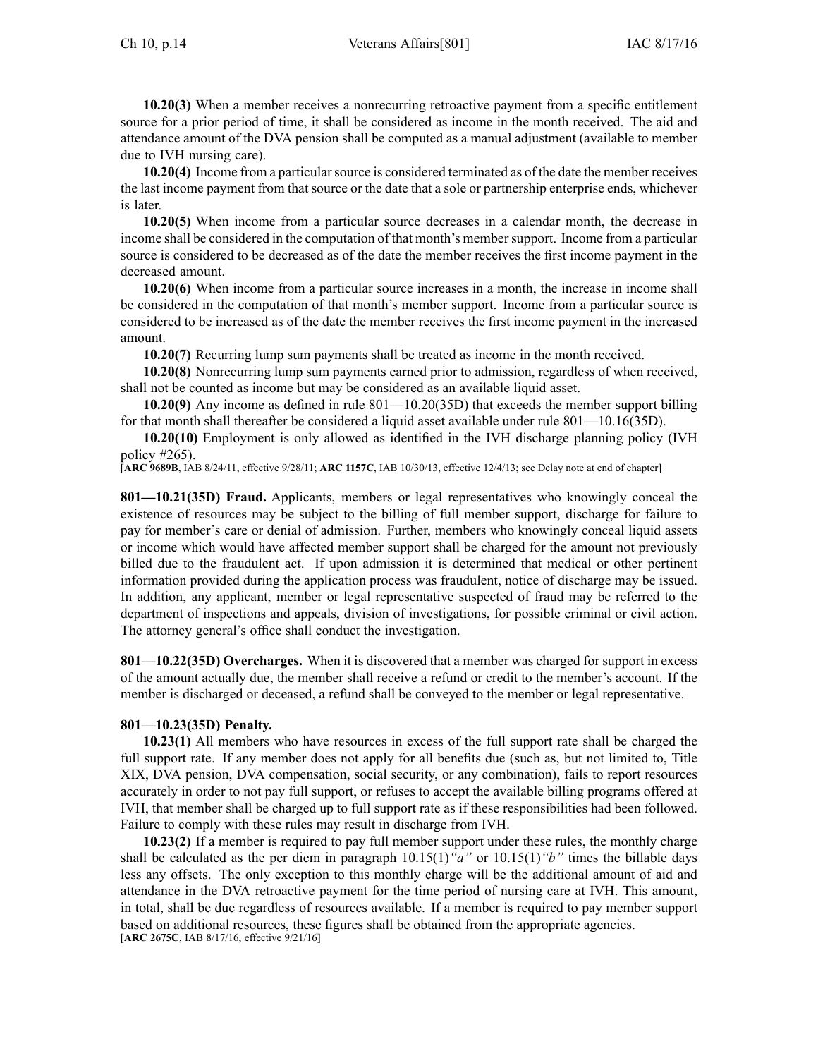**10.20(3)** When a member receives a nonrecurring retroactive payment from a specific entitlement source for a prior period of time, it shall be considered as income in the month received. The aid and attendance amount of the DVA pension shall be computed as a manual adjustment (available to member due to IVH nursing care).

**10.20(4)** Income from a particular source is considered terminated as of the date the member receives the last income payment from that source or the date that a sole or partnership enterprise ends, whichever is later.

**10.20(5)** When income from a particular source decreases in a calendar month, the decrease in income shall be considered in the computation of that month's member support. Income from a particular source is considered to be decreased as of the date the member receives the first income payment in the decreased amount.

**10.20(6)** When income from a particular source increases in a month, the increase in income shall be considered in the computation of that month's member support. Income from a particular source is considered to be increased as of the date the member receives the first income payment in the increased amount.

**10.20(7)** Recurring lump sum payments shall be treated as income in the month received.

**10.20(8)** Nonrecurring lump sum payments earned prior to admission, regardless of when received, shall not be counted as income but may be considered as an available liquid asset.

**10.20(9)** Any income as defined in rule 801—10.20(35D) that exceeds the member support billing for that month shall thereafter be considered a liquid asset available under rule 801—10.16(35D).

**10.20(10)** Employment is only allowed as identified in the IVH discharge planning policy (IVH policy #265).

[**ARC 9689B**, IAB 8/24/11, effective 9/28/11; **ARC 1157C**, IAB 10/30/13, effective 12/4/13; see Delay note at end of chapter]

**801—10.21(35D) Fraud.** Applicants, members or legal representatives who knowingly conceal the existence of resources may be subject to the billing of full member support, discharge for failure to pay for member's care or denial of admission. Further, members who knowingly conceal liquid assets or income which would have affected member support shall be charged for the amount not previously billed due to the fraudulent act. If upon admission it is determined that medical or other pertinent information provided during the application process was fraudulent, notice of discharge may be issued. In addition, any applicant, member or legal representative suspected of fraud may be referred to the department of inspections and appeals, division of investigations, for possible criminal or civil action. The attorney general's office shall conduct the investigation.

**801—10.22(35D) Overcharges.** When it is discovered that a member was charged for support in excess of the amount actually due, the member shall receive a refund or credit to the member's account. If the member is discharged or deceased, a refund shall be conveyed to the member or legal representative.

**801—10.23(35D) Penalty.**

**10.23(1)** All members who have resources in excess of the full support rate shall be charged the full support rate. If any member does not apply for all benefits due (such as, but not limited to, Title XIX, DVA pension, DVA compensation, social security, or any combination), fails to report resources accurately in order to not pay full support, or refuses to accept the available billing programs offered at IVH, that member shall be charged up to full support rate as if these responsibilities had been followed. Failure to comply with these rules may result in discharge from IVH.

**10.23(2)** If a member is required to pay full member support under these rules, the monthly charge shall be calculated as the per diem in paragraph 10.15(1)*"a"* or 10.15(1)*"b"* times the billable days less any offsets. The only exception to this monthly charge will be the additional amount of aid and attendance in the DVA retroactive payment for the time period of nursing care at IVH. This amount, in total, shall be due regardless of resources available. If a member is required to pay member support based on additional resources, these figures shall be obtained from the appropriate agencies.

[**ARC 2675C**, IAB 8/17/16, effective 9/21/16]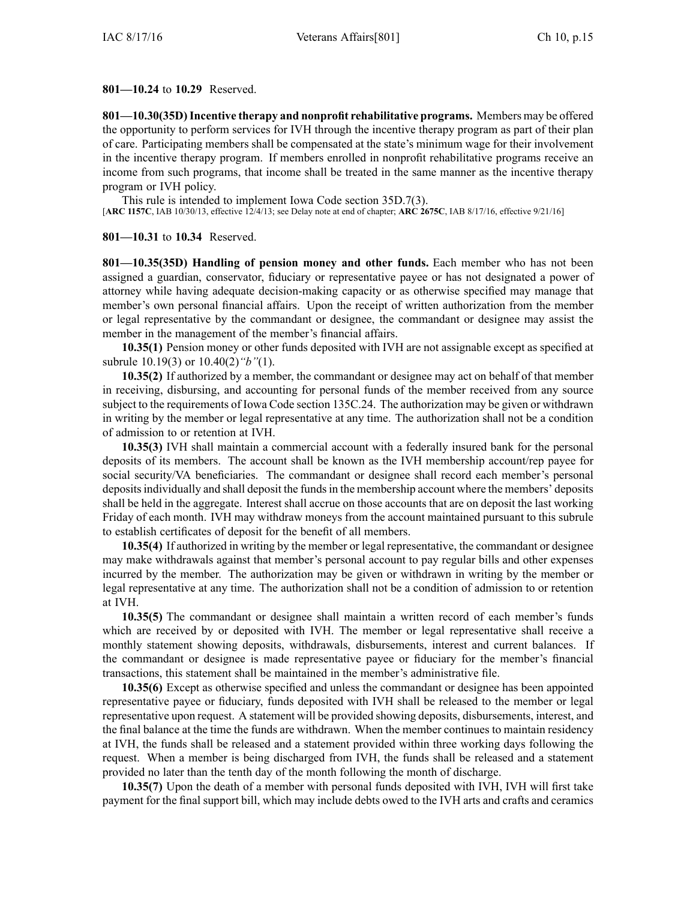**801—10.24** to **10.29** Reserved.

**801—10.30(35D) Incentive therapy and nonprofit rehabilitative programs.** Members may be offered the opportunity to perform services for IVH through the incentive therapy program as part of their plan of care. Participating members shall be compensated at the state's minimum wage for their involvement in the incentive therapy program. If members enrolled in nonprofit rehabilitative programs receive an income from such programs, that income shall be treated in the same manner as the incentive therapy program or IVH policy.

This rule is intended to implement Iowa Code section 35D.7(3).

[**ARC 1157C**, IAB 10/30/13, effective 12/4/13; see Delay note at end of chapter; **ARC 2675C**, IAB 8/17/16, effective 9/21/16]

**801—10.31** to **10.34** Reserved.

**801—10.35(35D) Handling of pension money and other funds.** Each member who has not been assigned a guardian, conservator, fiduciary or representative payee or has not designated a power of attorney while having adequate decision-making capacity or as otherwise specified may manage that member's own personal financial affairs. Upon the receipt of written authorization from the member or legal representative by the commandant or designee, the commandant or designee may assist the member in the management of the member's financial affairs.

**10.35(1)** Pension money or other funds deposited with IVH are not assignable except as specified at subrule 10.19(3) or 10.40(2)*"b"*(1).

**10.35(2)** If authorized by a member, the commandant or designee may act on behalf of that member in receiving, disbursing, and accounting for personal funds of the member received from any source subject to the requirements of Iowa Code section 135C.24. The authorization may be given or withdrawn in writing by the member or legal representative at any time. The authorization shall not be a condition of admission to or retention at IVH.

**10.35(3)** IVH shall maintain a commercial account with a federally insured bank for the personal deposits of its members. The account shall be known as the IVH membership account/rep payee for social security/VA beneficiaries. The commandant or designee shall record each member's personal deposits individually and shall deposit the funds in the membership account where the members' deposits shall be held in the aggregate. Interest shall accrue on those accounts that are on deposit the last working Friday of each month. IVH may withdraw moneys from the account maintained pursuant to this subrule to establish certificates of deposit for the benefit of all members.

**10.35(4)** If authorized in writing by the member or legal representative, the commandant or designee may make withdrawals against that member's personal account to pay regular bills and other expenses incurred by the member. The authorization may be given or withdrawn in writing by the member or legal representative at any time. The authorization shall not be a condition of admission to or retention at IVH.

**10.35(5)** The commandant or designee shall maintain a written record of each member's funds which are received by or deposited with IVH. The member or legal representative shall receive a monthly statement showing deposits, withdrawals, disbursements, interest and current balances. If the commandant or designee is made representative payee or fiduciary for the member's financial transactions, this statement shall be maintained in the member's administrative file.

**10.35(6)** Except as otherwise specified and unless the commandant or designee has been appointed representative payee or fiduciary, funds deposited with IVH shall be released to the member or legal representative upon request. A statement will be provided showing deposits, disbursements, interest, and the final balance at the time the funds are withdrawn. When the member continues to maintain residency at IVH, the funds shall be released and a statement provided within three working days following the request. When a member is being discharged from IVH, the funds shall be released and a statement provided no later than the tenth day of the month following the month of discharge.

**10.35(7)** Upon the death of a member with personal funds deposited with IVH, IVH will first take payment for the final support bill, which may include debts owed to the IVH arts and crafts and ceramics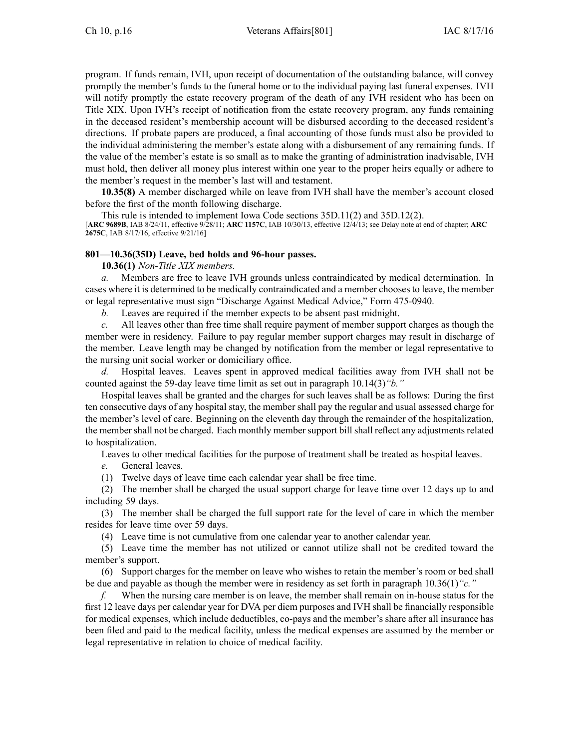program. If funds remain, IVH, upon receipt of documentation of the outstanding balance, will convey promptly the member's funds to the funeral home or to the individual paying last funeral expenses. IVH will notify promptly the estate recovery program of the death of any IVH resident who has been on Title XIX. Upon IVH's receipt of notification from the estate recovery program, any funds remaining in the deceased resident's membership account will be disbursed according to the deceased resident's directions. If probate papers are produced, a final accounting of those funds must also be provided to the individual administering the member's estate along with a disbursement of any remaining funds. If the value of the member's estate is so small as to make the granting of administration inadvisable, IVH must hold, then deliver all money plus interest within one year to the proper heirs equally or adhere to the member's request in the member's last will and testament.

**10.35(8)** A member discharged while on leave from IVH shall have the member's account closed before the first of the month following discharge.

This rule is intended to implement Iowa Code sections 35D.11(2) and 35D.12(2).

[**ARC 9689B**, IAB 8/24/11, effective 9/28/11; **ARC 1157C**, IAB 10/30/13, effective 12/4/13; see Delay note at end of chapter; **ARC 2675C**, IAB 8/17/16, effective 9/21/16]

**801—10.36(35D) Leave, bed holds and 96-hour passes.**

**10.36(1)** *Non-Title XIX members.*

*a.* Members are free to leave IVH grounds unless contraindicated by medical determination. In cases where it is determined to be medically contraindicated and a member chooses to leave, the member or legal representative must sign "Discharge Against Medical Advice," Form 475-0940.

*b.* Leaves are required if the member expects to be absent past midnight.

*c.* All leaves other than free time shall require payment of member support charges as though the member were in residency. Failure to pay regular member support charges may result in discharge of the member. Leave length may be changed by notification from the member or legal representative to the nursing unit social worker or domiciliary office.

*d.* Hospital leaves. Leaves spent in approved medical facilities away from IVH shall not be counted against the 59-day leave time limit as set out in paragraph 10.14(3)*"b."*

Hospital leaves shall be granted and the charges for such leaves shall be as follows: During the first ten consecutive days of any hospital stay, the member shall pay the regular and usual assessed charge for the member's level of care. Beginning on the eleventh day through the remainder of the hospitalization, the member shall not be charged. Each monthly member support bill shall reflect any adjustments related to hospitalization.

Leaves to other medical facilities for the purpose of treatment shall be treated as hospital leaves.

*e.* General leaves.

(1) Twelve days of leave time each calendar year shall be free time.

(2) The member shall be charged the usual support charge for leave time over 12 days up to and including 59 days.

(3) The member shall be charged the full support rate for the level of care in which the member resides for leave time over 59 days.

(4) Leave time is not cumulative from one calendar year to another calendar year.

(5) Leave time the member has not utilized or cannot utilize shall not be credited toward the member's support.

(6) Support charges for the member on leave who wishes to retain the member's room or bed shall be due and payable as though the member were in residency as set forth in paragraph 10.36(1)*"c."*

*f.* When the nursing care member is on leave, the member shall remain on in-house status for the first 12 leave days per calendar year for DVA per diem purposes and IVH shall be financially responsible for medical expenses, which include deductibles, co-pays and the member's share after all insurance has been filed and paid to the medical facility, unless the medical expenses are assumed by the member or legal representative in relation to choice of medical facility.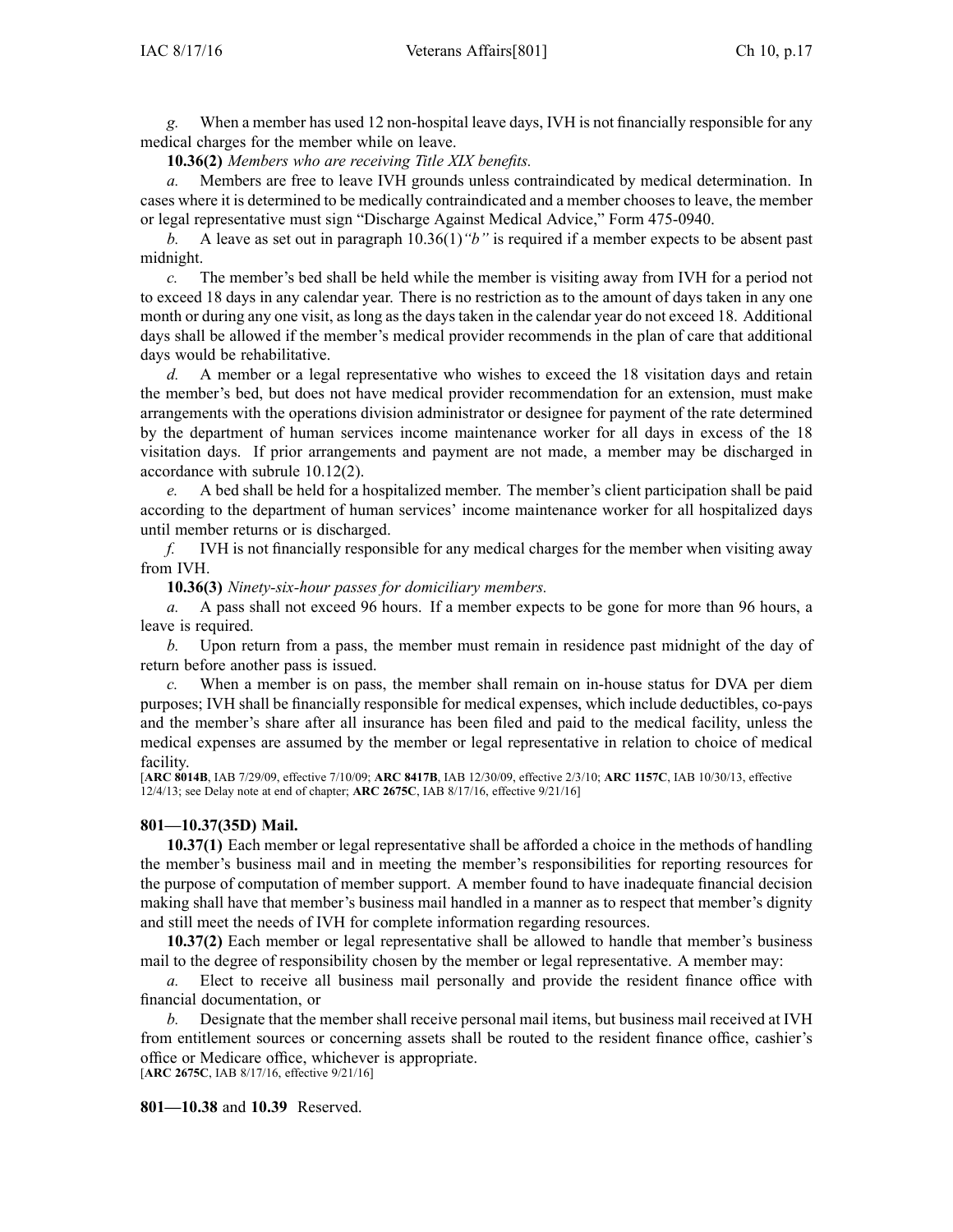*g.* When a member has used 12 non-hospital leave days, IVH is not financially responsible for any medical charges for the member while on leave.

**10.36(2)** *Members who are receiving Title XIX benefits.*

*a.* Members are free to leave IVH grounds unless contraindicated by medical determination. In cases where it is determined to be medically contraindicated and a member chooses to leave, the member or legal representative must sign "Discharge Against Medical Advice," Form 475-0940.

*b.* A leave as set out in paragraph 10.36(1)*"b"* is required if a member expects to be absent past midnight.

*c.* The member's bed shall be held while the member is visiting away from IVH for a period not to exceed 18 days in any calendar year. There is no restriction as to the amount of days taken in any one month or during any one visit, as long as the days taken in the calendar year do not exceed 18. Additional days shall be allowed if the member's medical provider recommends in the plan of care that additional days would be rehabilitative.

*d.* A member or a legal representative who wishes to exceed the 18 visitation days and retain the member's bed, but does not have medical provider recommendation for an extension, must make arrangements with the operations division administrator or designee for payment of the rate determined by the department of human services income maintenance worker for all days in excess of the 18 visitation days. If prior arrangements and payment are not made, a member may be discharged in accordance with subrule 10.12(2).

*e.* A bed shall be held for a hospitalized member. The member's client participation shall be paid according to the department of human services' income maintenance worker for all hospitalized days until member returns or is discharged.

*f.* IVH is not financially responsible for any medical charges for the member when visiting away from IVH.

**10.36(3)** *Ninety-six-hour passes for domiciliary members.*

*a.* A pass shall not exceed 96 hours. If a member expects to be gone for more than 96 hours, a leave is required.

*b.* Upon return from a pass, the member must remain in residence past midnight of the day of return before another pass is issued.

*c.* When a member is on pass, the member shall remain on in-house status for DVA per diem purposes; IVH shall be financially responsible for medical expenses, which include deductibles, co-pays and the member's share after all insurance has been filed and paid to the medical facility, unless the medical expenses are assumed by the member or legal representative in relation to choice of medical facility.

[**ARC 8014B**, IAB 7/29/09, effective 7/10/09; **ARC 8417B**, IAB 12/30/09, effective 2/3/10; **ARC 1157C**, IAB 10/30/13, effective 12/4/13; see Delay note at end of chapter; **ARC 2675C**, IAB 8/17/16, effective 9/21/16]

### 801—10.37(35D) Mail.

**10.37(1)** Each member or legal representative shall be afforded a choice in the methods of handling the member's business mail and in meeting the member's responsibilities for reporting resources for the purpose of computation of member support. A member found to have inadequate financial decision making shall have that member's business mail handled in a manner as to respect that member's dignity and still meet the needs of IVH for complete information regarding resources.

**10.37(2)** Each member or legal representative shall be allowed to handle that member's business mail to the degree of responsibility chosen by the member or legal representative. A member may:

*a.* Elect to receive all business mail personally and provide the resident finance office with financial documentation, or

*b.* Designate that the member shall receive personal mail items, but business mail received at IVH from entitlement sources or concerning assets shall be routed to the resident finance office, cashier's office or Medicare office, whichever is appropriate.

[**ARC 2675C**, IAB 8/17/16, effective 9/21/16]

**801—10.38** and **10.39** Reserved.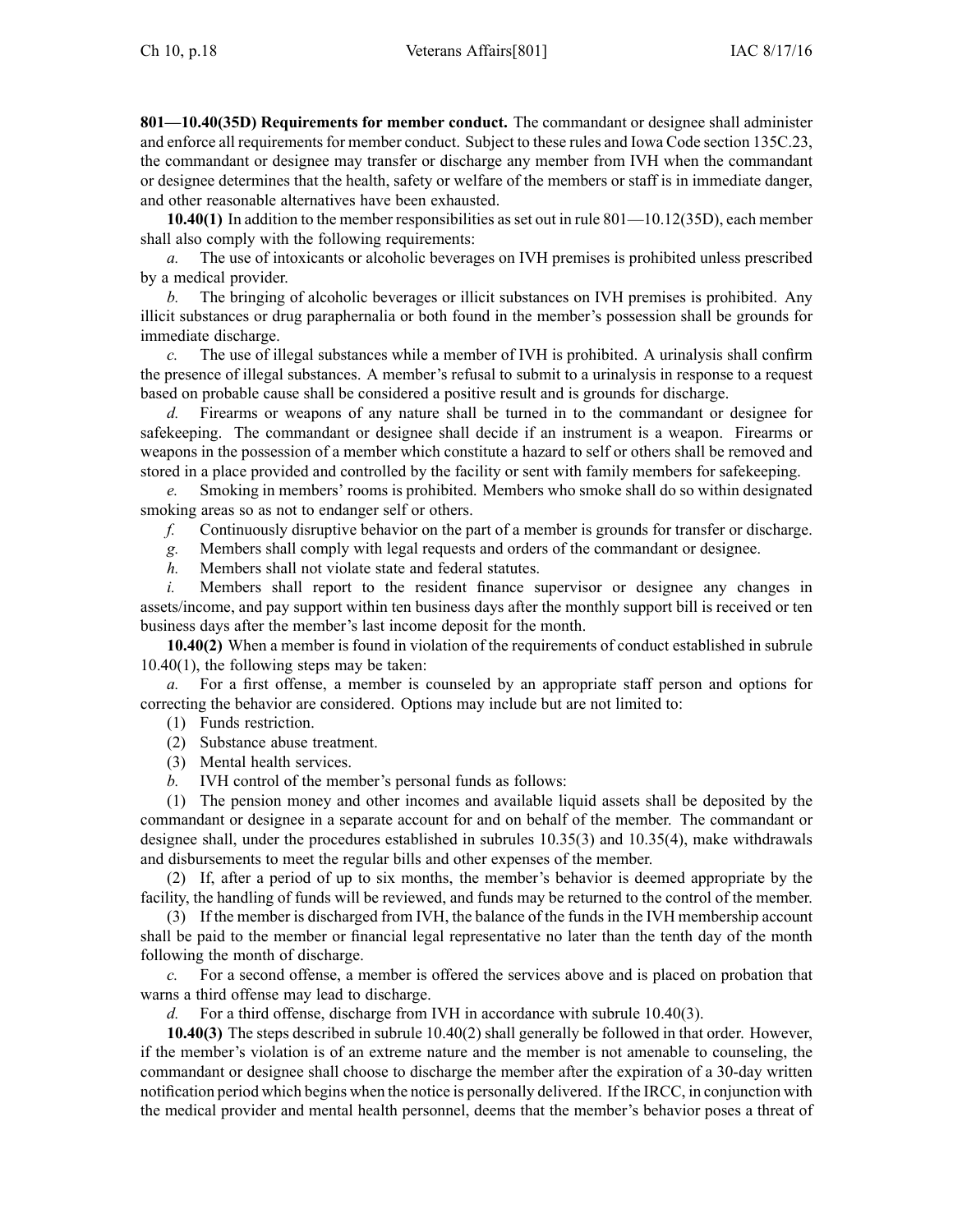**801—10.40(35D) Requirements for member conduct.** The commandant or designee shall administer and enforce all requirements for member conduct. Subject to these rules and Iowa Code section 135C.23, the commandant or designee may transfer or discharge any member from IVH when the commandant or designee determines that the health, safety or welfare of the members or staff is in immediate danger, and other reasonable alternatives have been exhausted.

**10.40(1)** In addition to the member responsibilities as set out in rule 801—10.12(35D), each member shall also comply with the following requirements:

*a.* The use of intoxicants or alcoholic beverages on IVH premises is prohibited unless prescribed by a medical provider.

*b.* The bringing of alcoholic beverages or illicit substances on IVH premises is prohibited. Any illicit substances or drug paraphernalia or both found in the member's possession shall be grounds for immediate discharge.

*c.* The use of illegal substances while a member of IVH is prohibited. A urinalysis shall confirm the presence of illegal substances. A member's refusal to submit to a urinalysis in response to a request based on probable cause shall be considered a positive result and is grounds for discharge.

*d.* Firearms or weapons of any nature shall be turned in to the commandant or designee for safekeeping. The commandant or designee shall decide if an instrument is a weapon. Firearms or weapons in the possession of a member which constitute a hazard to self or others shall be removed and stored in a place provided and controlled by the facility or sent with family members for safekeeping.

*e.* Smoking in members' rooms is prohibited. Members who smoke shall do so within designated smoking areas so as not to endanger self or others.

*f.* Continuously disruptive behavior on the part of a member is grounds for transfer or discharge.

*g.* Members shall comply with legal requests and orders of the commandant or designee.

*h.* Members shall not violate state and federal statutes.

*i.* Members shall report to the resident finance supervisor or designee any changes in assets/income, and pay support within ten business days after the monthly support bill is received or ten business days after the member's last income deposit for the month.

**10.40(2)** When a member is found in violation of the requirements of conduct established in subrule 10.40(1), the following steps may be taken:

*a.* For a first offense, a member is counseled by an appropriate staff person and options for correcting the behavior are considered. Options may include but are not limited to:

(1) Funds restriction.

(2) Substance abuse treatment.

(3) Mental health services.

*b.* IVH control of the member's personal funds as follows:

(1) The pension money and other incomes and available liquid assets shall be deposited by the commandant or designee in a separate account for and on behalf of the member. The commandant or designee shall, under the procedures established in subrules 10.35(3) and 10.35(4), make withdrawals and disbursements to meet the regular bills and other expenses of the member.

(2) If, after a period of up to six months, the member's behavior is deemed appropriate by the facility, the handling of funds will be reviewed, and funds may be returned to the control of the member.

(3) If the member is discharged from IVH, the balance of the funds in the IVH membership account shall be paid to the member or financial legal representative no later than the tenth day of the month following the month of discharge.

*c.* For a second offense, a member is offered the services above and is placed on probation that warns a third offense may lead to discharge.

*d.* For a third offense, discharge from IVH in accordance with subrule 10.40(3).

**10.40(3)** The steps described in subrule 10.40(2) shall generally be followed in that order. However, if the member's violation is of an extreme nature and the member is not amenable to counseling, the commandant or designee shall choose to discharge the member after the expiration of a 30-day written notification period which begins when the notice is personally delivered. If the IRCC, in conjunction with the medical provider and mental health personnel, deems that the member's behavior poses a threat of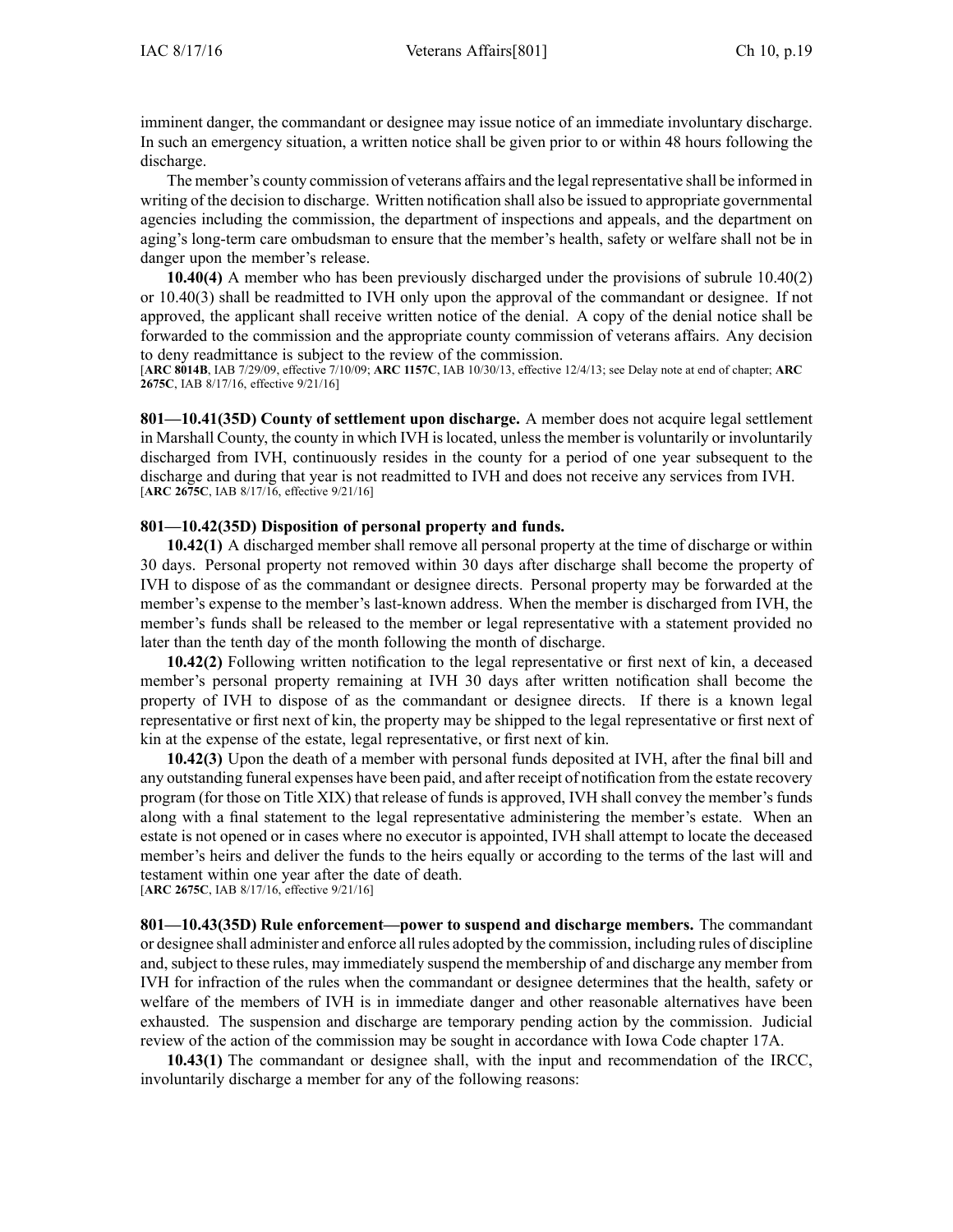imminent danger, the commandant or designee may issue notice of an immediate involuntary discharge. In such an emergency situation, a written notice shall be given prior to or within 48 hours following the discharge.

The member's county commission of veterans affairs and the legal representative shall be informed in writing of the decision to discharge. Written notification shall also be issued to appropriate governmental agencies including the commission, the department of inspections and appeals, and the department on aging's long-term care ombudsman to ensure that the member's health, safety or welfare shall not be in danger upon the member's release.

**10.40(4)** A member who has been previously discharged under the provisions of subrule 10.40(2) or 10.40(3) shall be readmitted to IVH only upon the approval of the commandant or designee. If not approved, the applicant shall receive written notice of the denial. A copy of the denial notice shall be forwarded to the commission and the appropriate county commission of veterans affairs. Any decision to deny readmittance is subject to the review of the commission.
[**ARC 8014B**, IAB 7/29/09, effective 7/10/09; **ARC 1157C**, IAB 10/30/13, effective 12/4/13; see Delay note at end of chapter; **ARC 2675C**, IAB 8/17/16, effective 9/21/16]

**801—10.41(35D) County of settlement upon discharge.** A member does not acquire legal settlement in Marshall County, the county in which IVH is located, unless the member is voluntarily or involuntarily discharged from IVH, continuously resides in the county for a period of one year subsequent to the discharge and during that year is not readmitted to IVH and does not receive any services from IVH.
[**ARC 2675C**, IAB 8/17/16, effective 9/21/16]

**801—10.42(35D) Disposition of personal property and funds.**

**10.42(1)** A discharged member shall remove all personal property at the time of discharge or within 30 days. Personal property not removed within 30 days after discharge shall become the property of IVH to dispose of as the commandant or designee directs. Personal property may be forwarded at the member's expense to the member's last-known address. When the member is discharged from IVH, the member's funds shall be released to the member or legal representative with a statement provided no later than the tenth day of the month following the month of discharge.

**10.42(2)** Following written notification to the legal representative or first next of kin, a deceased member's personal property remaining at IVH 30 days after written notification shall become the property of IVH to dispose of as the commandant or designee directs. If there is a known legal representative or first next of kin, the property may be shipped to the legal representative or first next of kin at the expense of the estate, legal representative, or first next of kin.

**10.42(3)** Upon the death of a member with personal funds deposited at IVH, after the final bill and any outstanding funeral expenses have been paid, and after receipt of notification from the estate recovery program (for those on Title XIX) that release of funds is approved, IVH shall convey the member's funds along with a final statement to the legal representative administering the member's estate. When an estate is not opened or in cases where no executor is appointed, IVH shall attempt to locate the deceased member's heirs and deliver the funds to the heirs equally or according to the terms of the last will and testament within one year after the date of death.
[**ARC 2675C**, IAB 8/17/16, effective 9/21/16]

**801—10.43(35D) Rule enforcement—power to suspend and discharge members.** The commandant or designee shall administer and enforce all rules adopted by the commission, including rules of discipline and, subject to these rules, may immediately suspend the membership of and discharge any member from IVH for infraction of the rules when the commandant or designee determines that the health, safety or welfare of the members of IVH is in immediate danger and other reasonable alternatives have been exhausted. The suspension and discharge are temporary pending action by the commission. Judicial review of the action of the commission may be sought in accordance with Iowa Code chapter 17A.

**10.43(1)** The commandant or designee shall, with the input and recommendation of the IRCC, involuntarily discharge a member for any of the following reasons: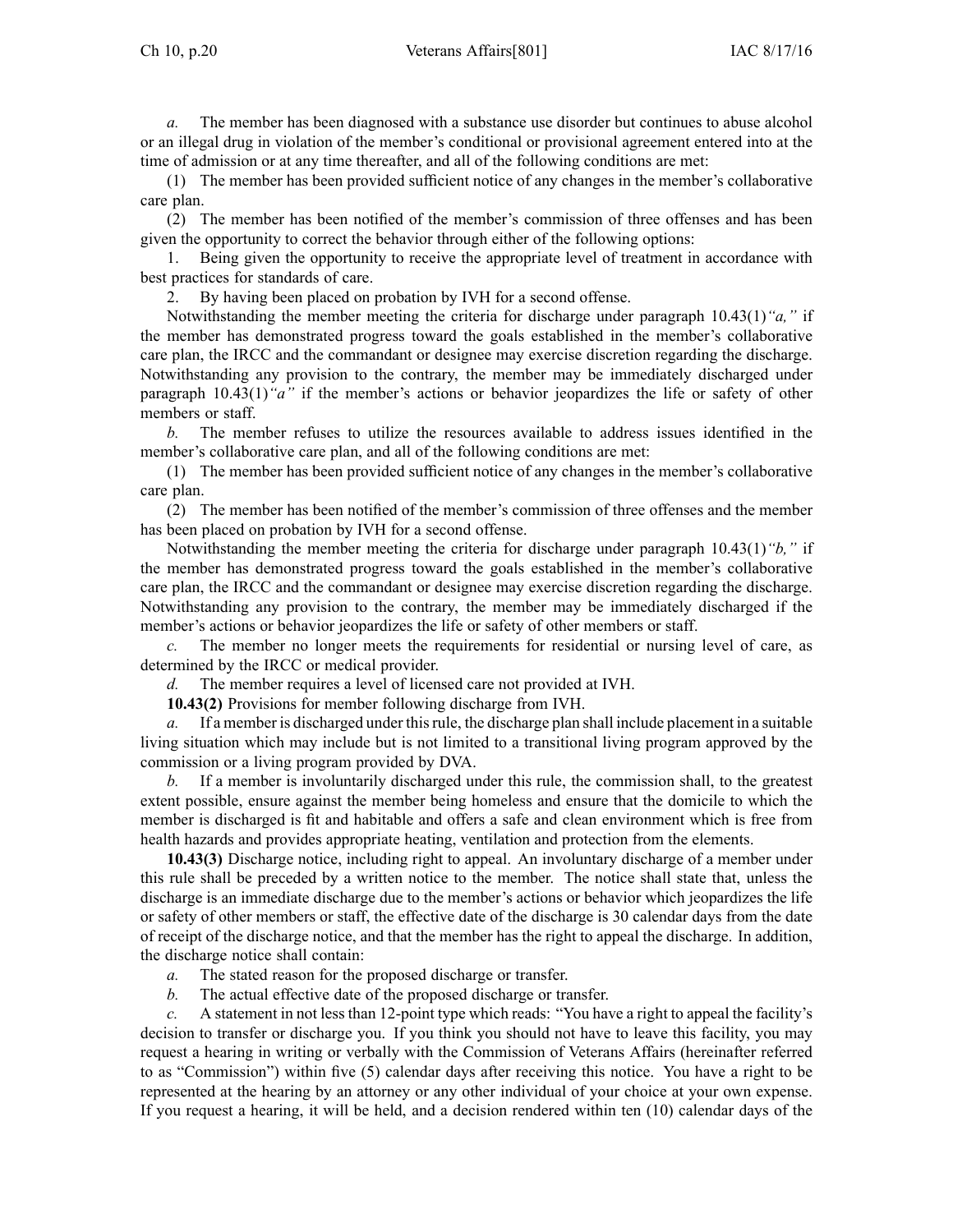*a.* The member has been diagnosed with a substance use disorder but continues to abuse alcohol or an illegal drug in violation of the member's conditional or provisional agreement entered into at the time of admission or at any time thereafter, and all of the following conditions are met:

(1) The member has been provided sufficient notice of any changes in the member's collaborative care plan.

(2) The member has been notified of the member's commission of three offenses and has been given the opportunity to correct the behavior through either of the following options:

1. Being given the opportunity to receive the appropriate level of treatment in accordance with best practices for standards of care.

2. By having been placed on probation by IVH for a second offense.

Notwithstanding the member meeting the criteria for discharge under paragraph 10.43(1)*"a,"* if the member has demonstrated progress toward the goals established in the member's collaborative care plan, the IRCC and the commandant or designee may exercise discretion regarding the discharge. Notwithstanding any provision to the contrary, the member may be immediately discharged under paragraph 10.43(1)*"a"* if the member's actions or behavior jeopardizes the life or safety of other members or staff.

*b.* The member refuses to utilize the resources available to address issues identified in the member's collaborative care plan, and all of the following conditions are met:

(1) The member has been provided sufficient notice of any changes in the member's collaborative care plan.

(2) The member has been notified of the member's commission of three offenses and the member has been placed on probation by IVH for a second offense.

Notwithstanding the member meeting the criteria for discharge under paragraph 10.43(1)*"b,"* if the member has demonstrated progress toward the goals established in the member's collaborative care plan, the IRCC and the commandant or designee may exercise discretion regarding the discharge. Notwithstanding any provision to the contrary, the member may be immediately discharged if the member's actions or behavior jeopardizes the life or safety of other members or staff.

*c.* The member no longer meets the requirements for residential or nursing level of care, as determined by the IRCC or medical provider.

*d.* The member requires a level of licensed care not provided at IVH.

**10.43(2)** Provisions for member following discharge from IVH.

*a.* If a member is discharged under this rule, the discharge plan shall include placement in a suitable living situation which may include but is not limited to a transitional living program approved by the commission or a living program provided by DVA.

*b.* If a member is involuntarily discharged under this rule, the commission shall, to the greatest extent possible, ensure against the member being homeless and ensure that the domicile to which the member is discharged is fit and habitable and offers a safe and clean environment which is free from health hazards and provides appropriate heating, ventilation and protection from the elements.

**10.43(3)** Discharge notice, including right to appeal. An involuntary discharge of a member under this rule shall be preceded by a written notice to the member. The notice shall state that, unless the discharge is an immediate discharge due to the member's actions or behavior which jeopardizes the life or safety of other members or staff, the effective date of the discharge is 30 calendar days from the date of receipt of the discharge notice, and that the member has the right to appeal the discharge. In addition, the discharge notice shall contain:

*a.* The stated reason for the proposed discharge or transfer.

*b.* The actual effective date of the proposed discharge or transfer.

*c.* A statement in not less than 12-point type which reads: "You have a right to appeal the facility's decision to transfer or discharge you. If you think you should not have to leave this facility, you may request a hearing in writing or verbally with the Commission of Veterans Affairs (hereinafter referred to as "Commission") within five (5) calendar days after receiving this notice. You have a right to be represented at the hearing by an attorney or any other individual of your choice at your own expense. If you request a hearing, it will be held, and a decision rendered within ten (10) calendar days of the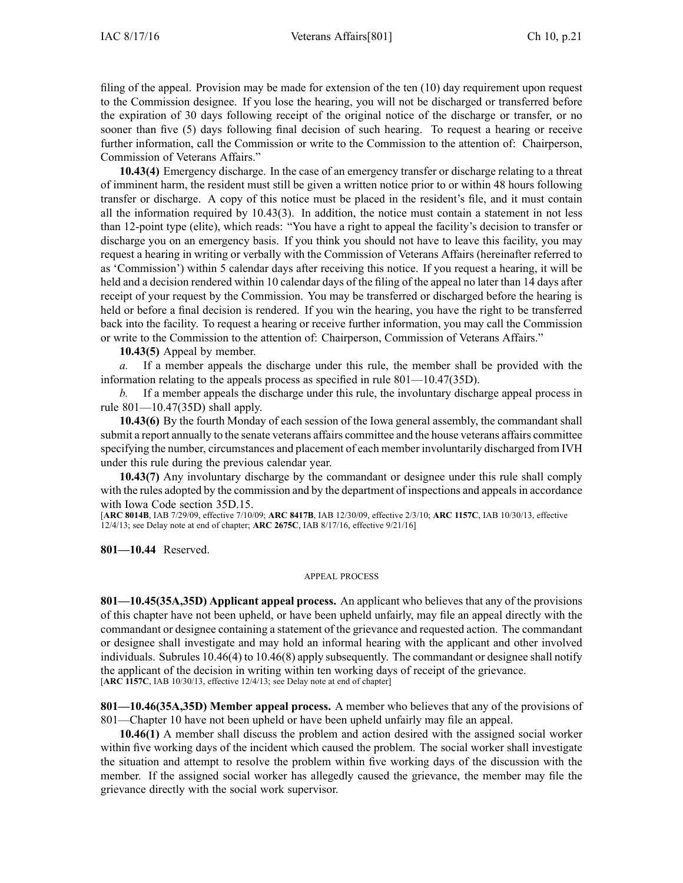filing of the appeal. Provision may be made for extension of the ten (10) day requirement upon request to the Commission designee. If you lose the hearing, you will not be discharged or transferred before the expiration of 30 days following receipt of the original notice of the discharge or transfer, or no sooner than five (5) days following final decision of such hearing. To request a hearing or receive further information, call the Commission or write to the Commission to the attention of: Chairperson, Commission of Veterans Affairs."

**10.43(4)** Emergency discharge. In the case of an emergency transfer or discharge relating to a threat of imminent harm, the resident must still be given a written notice prior to or within 48 hours following transfer or discharge. A copy of this notice must be placed in the resident's file, and it must contain all the information required by 10.43(3). In addition, the notice must contain a statement in not less than 12-point type (elite), which reads: "You have a right to appeal the facility's decision to transfer or discharge you on an emergency basis. If you think you should not have to leave this facility, you may request a hearing in writing or verbally with the Commission of Veterans Affairs (hereinafter referred to as 'Commission') within 5 calendar days after receiving this notice. If you request a hearing, it will be held and a decision rendered within 10 calendar days of the filing of the appeal no later than 14 days after receipt of your request by the Commission. You may be transferred or discharged before the hearing is held or before a final decision is rendered. If you win the hearing, you have the right to be transferred back into the facility. To request a hearing or receive further information, you may call the Commission or write to the Commission to the attention of: Chairperson, Commission of Veterans Affairs."

**10.43(5)** Appeal by member.

*a.* If a member appeals the discharge under this rule, the member shall be provided with the information relating to the appeals process as specified in rule 801—10.47(35D).

*b.* If a member appeals the discharge under this rule, the involuntary discharge appeal process in rule 801—10.47(35D) shall apply.

**10.43(6)** By the fourth Monday of each session of the Iowa general assembly, the commandant shall submit a report annually to the senate veterans affairs committee and the house veterans affairs committee specifying the number, circumstances and placement of each member involuntarily discharged from IVH under this rule during the previous calendar year.

**10.43(7)** Any involuntary discharge by the commandant or designee under this rule shall comply with the rules adopted by the commission and by the department of inspections and appeals in accordance with Iowa Code section 35D.15.

[**ARC 8014B**, IAB 7/29/09, effective 7/10/09; **ARC 8417B**, IAB 12/30/09, effective 2/3/10; **ARC 1157C**, IAB 10/30/13, effective 12/4/13; see Delay note at end of chapter; **ARC 2675C**, IAB 8/17/16, effective 9/21/16]

**801—10.44** Reserved.

APPEAL PROCESS

**801—10.45(35A,35D) Applicant appeal process.** An applicant who believes that any of the provisions of this chapter have not been upheld, or have been upheld unfairly, may file an appeal directly with the commandant or designee containing a statement of the grievance and requested action. The commandant or designee shall investigate and may hold an informal hearing with the applicant and other involved individuals. Subrules 10.46(4) to 10.46(8) apply subsequently. The commandant or designee shall notify the applicant of the decision in writing within ten working days of receipt of the grievance.

[**ARC 1157C**, IAB 10/30/13, effective 12/4/13; see Delay note at end of chapter]

**801—10.46(35A,35D) Member appeal process.** A member who believes that any of the provisions of 801—Chapter 10 have not been upheld or have been upheld unfairly may file an appeal.

**10.46(1)** A member shall discuss the problem and action desired with the assigned social worker within five working days of the incident which caused the problem. The social worker shall investigate the situation and attempt to resolve the problem within five working days of the discussion with the member. If the assigned social worker has allegedly caused the grievance, the member may file the grievance directly with the social work supervisor.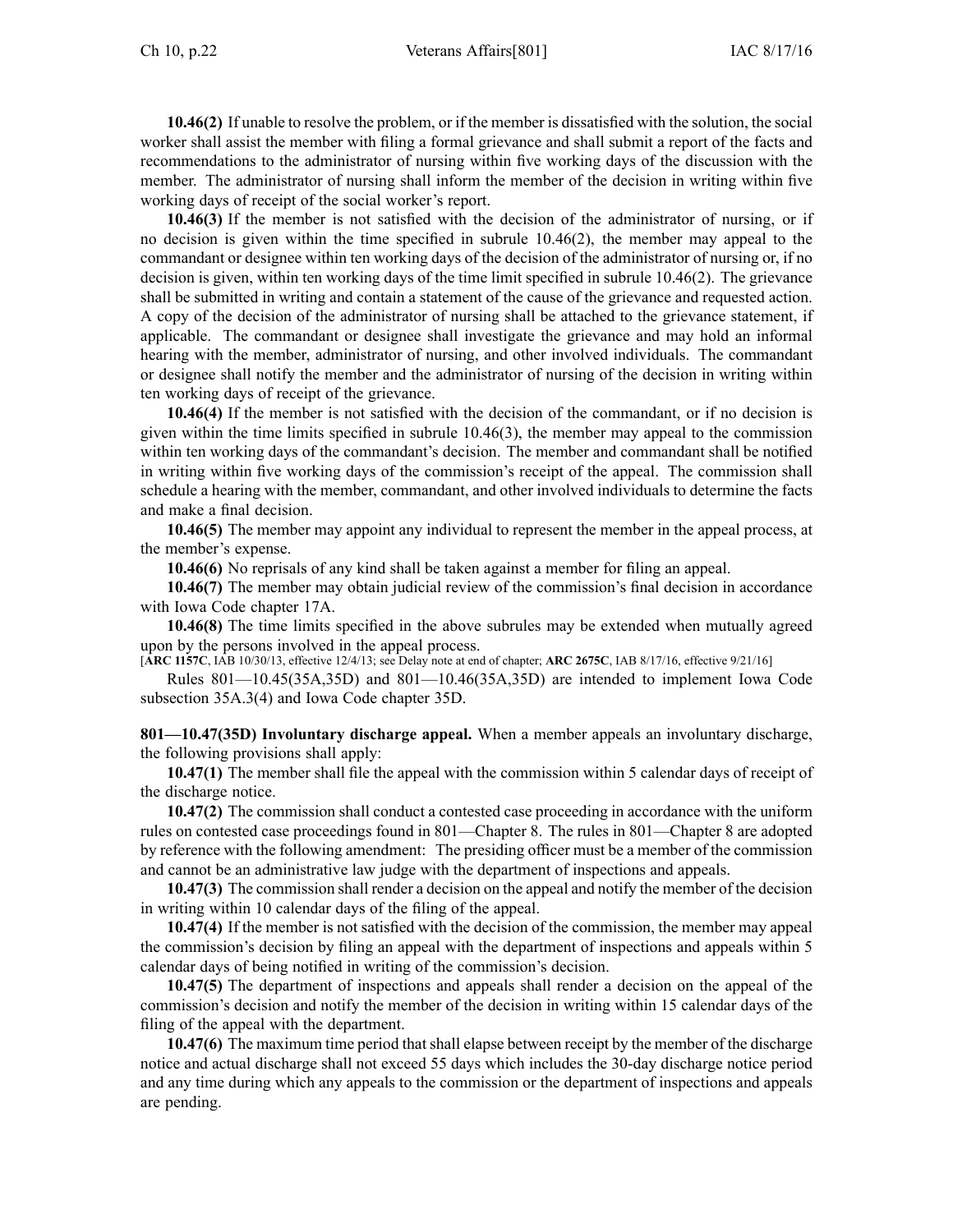**10.46(2)** If unable to resolve the problem, or if the member is dissatisfied with the solution, the social worker shall assist the member with filing a formal grievance and shall submit a report of the facts and recommendations to the administrator of nursing within five working days of the discussion with the member. The administrator of nursing shall inform the member of the decision in writing within five working days of receipt of the social worker's report.

**10.46(3)** If the member is not satisfied with the decision of the administrator of nursing, or if no decision is given within the time specified in subrule 10.46(2), the member may appeal to the commandant or designee within ten working days of the decision of the administrator of nursing or, if no decision is given, within ten working days of the time limit specified in subrule 10.46(2). The grievance shall be submitted in writing and contain a statement of the cause of the grievance and requested action. A copy of the decision of the administrator of nursing shall be attached to the grievance statement, if applicable. The commandant or designee shall investigate the grievance and may hold an informal hearing with the member, administrator of nursing, and other involved individuals. The commandant or designee shall notify the member and the administrator of nursing of the decision in writing within ten working days of receipt of the grievance.

**10.46(4)** If the member is not satisfied with the decision of the commandant, or if no decision is given within the time limits specified in subrule 10.46(3), the member may appeal to the commission within ten working days of the commandant's decision. The member and commandant shall be notified in writing within five working days of the commission's receipt of the appeal. The commission shall schedule a hearing with the member, commandant, and other involved individuals to determine the facts and make a final decision.

**10.46(5)** The member may appoint any individual to represent the member in the appeal process, at the member's expense.

**10.46(6)** No reprisals of any kind shall be taken against a member for filing an appeal.

**10.46(7)** The member may obtain judicial review of the commission's final decision in accordance with Iowa Code chapter 17A.

**10.46(8)** The time limits specified in the above subrules may be extended when mutually agreed upon by the persons involved in the appeal process.

[**ARC 1157C**, IAB 10/30/13, effective 12/4/13; see Delay note at end of chapter; **ARC 2675C**, IAB 8/17/16, effective 9/21/16]

Rules 801—10.45(35A,35D) and 801—10.46(35A,35D) are intended to implement Iowa Code subsection 35A.3(4) and Iowa Code chapter 35D.

**801—10.47(35D) Involuntary discharge appeal.** When a member appeals an involuntary discharge, the following provisions shall apply:

**10.47(1)** The member shall file the appeal with the commission within 5 calendar days of receipt of the discharge notice.

**10.47(2)** The commission shall conduct a contested case proceeding in accordance with the uniform rules on contested case proceedings found in 801—Chapter 8. The rules in 801—Chapter 8 are adopted by reference with the following amendment: The presiding officer must be a member of the commission and cannot be an administrative law judge with the department of inspections and appeals.

**10.47(3)** The commission shall render a decision on the appeal and notify the member of the decision in writing within 10 calendar days of the filing of the appeal.

**10.47(4)** If the member is not satisfied with the decision of the commission, the member may appeal the commission's decision by filing an appeal with the department of inspections and appeals within 5 calendar days of being notified in writing of the commission's decision.

**10.47(5)** The department of inspections and appeals shall render a decision on the appeal of the commission's decision and notify the member of the decision in writing within 15 calendar days of the filing of the appeal with the department.

**10.47(6)** The maximum time period that shall elapse between receipt by the member of the discharge notice and actual discharge shall not exceed 55 days which includes the 30-day discharge notice period and any time during which any appeals to the commission or the department of inspections and appeals are pending.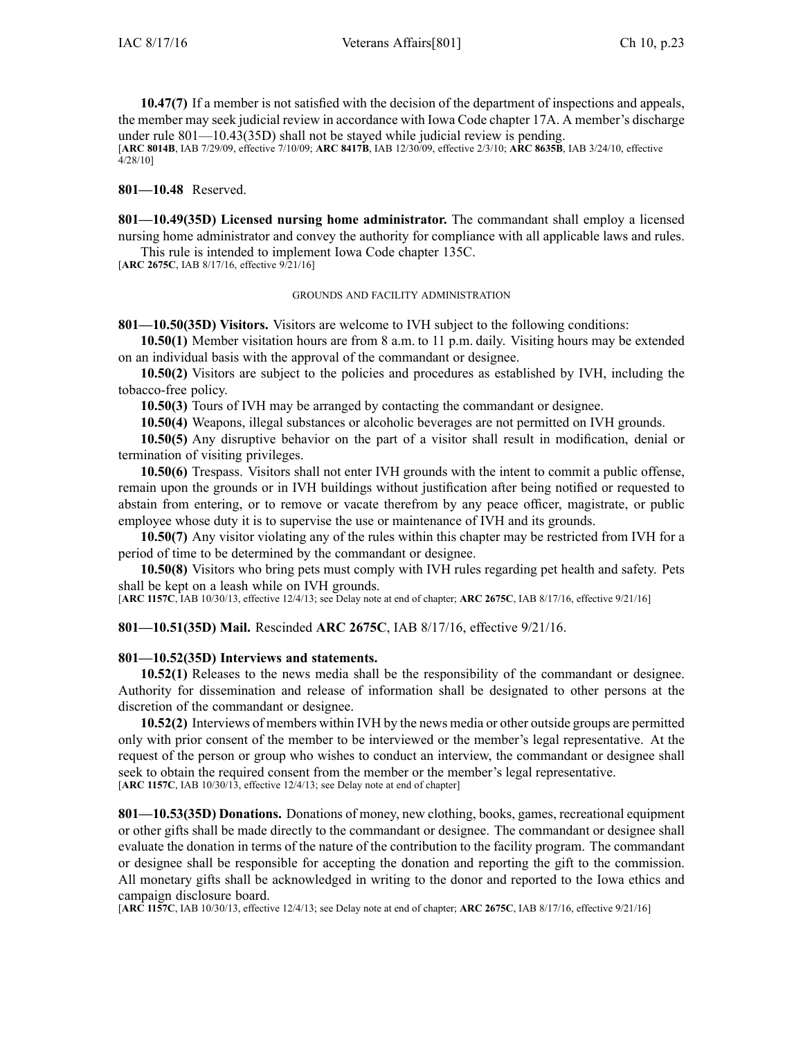**10.47(7)** If a member is not satisfied with the decision of the department of inspections and appeals, the member may seek judicial review in accordance with Iowa Code chapter 17A. A member's discharge under rule 801—10.43(35D) shall not be stayed while judicial review is pending.
[**ARC 8014B**, IAB 7/29/09, effective 7/10/09; **ARC 8417B**, IAB 12/30/09, effective 2/3/10; **ARC 8635B**, IAB 3/24/10, effective 4/28/10]

**801—10.48** Reserved.

**801—10.49(35D) Licensed nursing home administrator.** The commandant shall employ a licensed nursing home administrator and convey the authority for compliance with all applicable laws and rules.

This rule is intended to implement Iowa Code chapter 135C.
[**ARC 2675C**, IAB 8/17/16, effective 9/21/16]

GROUNDS AND FACILITY ADMINISTRATION

**801—10.50(35D) Visitors.** Visitors are welcome to IVH subject to the following conditions:

**10.50(1)** Member visitation hours are from 8 a.m. to 11 p.m. daily. Visiting hours may be extended on an individual basis with the approval of the commandant or designee.

**10.50(2)** Visitors are subject to the policies and procedures as established by IVH, including the tobacco-free policy.

**10.50(3)** Tours of IVH may be arranged by contacting the commandant or designee.

**10.50(4)** Weapons, illegal substances or alcoholic beverages are not permitted on IVH grounds.

**10.50(5)** Any disruptive behavior on the part of a visitor shall result in modification, denial or termination of visiting privileges.

**10.50(6)** Trespass. Visitors shall not enter IVH grounds with the intent to commit a public offense, remain upon the grounds or in IVH buildings without justification after being notified or requested to abstain from entering, or to remove or vacate therefrom by any peace officer, magistrate, or public employee whose duty it is to supervise the use or maintenance of IVH and its grounds.

**10.50(7)** Any visitor violating any of the rules within this chapter may be restricted from IVH for a period of time to be determined by the commandant or designee.

**10.50(8)** Visitors who bring pets must comply with IVH rules regarding pet health and safety. Pets shall be kept on a leash while on IVH grounds.
[**ARC 1157C**, IAB 10/30/13, effective 12/4/13; see Delay note at end of chapter; **ARC 2675C**, IAB 8/17/16, effective 9/21/16]

**801—10.51(35D) Mail.** Rescinded **ARC 2675C**, IAB 8/17/16, effective 9/21/16.

**801—10.52(35D) Interviews and statements.**

**10.52(1)** Releases to the news media shall be the responsibility of the commandant or designee. Authority for dissemination and release of information shall be designated to other persons at the discretion of the commandant or designee.

**10.52(2)** Interviews of members within IVH by the news media or other outside groups are permitted only with prior consent of the member to be interviewed or the member's legal representative. At the request of the person or group who wishes to conduct an interview, the commandant or designee shall seek to obtain the required consent from the member or the member's legal representative.
[**ARC 1157C**, IAB 10/30/13, effective 12/4/13; see Delay note at end of chapter]

**801—10.53(35D) Donations.** Donations of money, new clothing, books, games, recreational equipment or other gifts shall be made directly to the commandant or designee. The commandant or designee shall evaluate the donation in terms of the nature of the contribution to the facility program. The commandant or designee shall be responsible for accepting the donation and reporting the gift to the commission. All monetary gifts shall be acknowledged in writing to the donor and reported to the Iowa ethics and campaign disclosure board.
[**ARC 1157C**, IAB 10/30/13, effective 12/4/13; see Delay note at end of chapter; **ARC 2675C**, IAB 8/17/16, effective 9/21/16]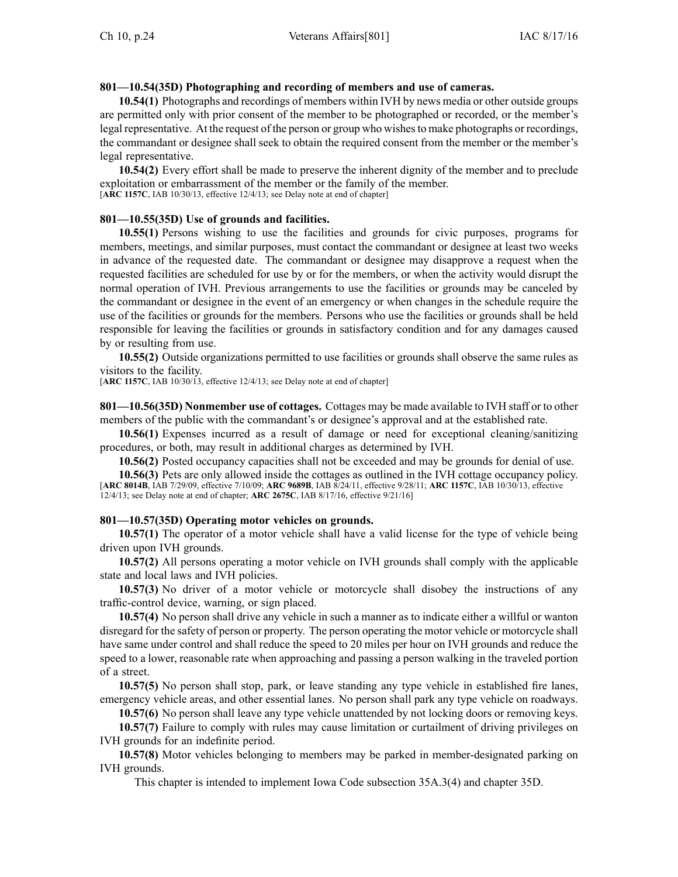**801—10.54(35D) Photographing and recording of members and use of cameras.**

**10.54(1)** Photographs and recordings of members within IVH by news media or other outside groups are permitted only with prior consent of the member to be photographed or recorded, or the member's legal representative. At the request of the person or group who wishes to make photographs or recordings, the commandant or designee shall seek to obtain the required consent from the member or the member's legal representative.

**10.54(2)** Every effort shall be made to preserve the inherent dignity of the member and to preclude exploitation or embarrassment of the member or the family of the member.
[**ARC 1157C**, IAB 10/30/13, effective 12/4/13; see Delay note at end of chapter]

**801—10.55(35D) Use of grounds and facilities.**

**10.55(1)** Persons wishing to use the facilities and grounds for civic purposes, programs for members, meetings, and similar purposes, must contact the commandant or designee at least two weeks in advance of the requested date. The commandant or designee may disapprove a request when the requested facilities are scheduled for use by or for the members, or when the activity would disrupt the normal operation of IVH. Previous arrangements to use the facilities or grounds may be canceled by the commandant or designee in the event of an emergency or when changes in the schedule require the use of the facilities or grounds for the members. Persons who use the facilities or grounds shall be held responsible for leaving the facilities or grounds in satisfactory condition and for any damages caused by or resulting from use.

**10.55(2)** Outside organizations permitted to use facilities or grounds shall observe the same rules as visitors to the facility.
[**ARC 1157C**, IAB 10/30/13, effective 12/4/13; see Delay note at end of chapter]

**801—10.56(35D) Nonmember use of cottages.** Cottages may be made available to IVH staff or to other members of the public with the commandant's or designee's approval and at the established rate.

**10.56(1)** Expenses incurred as a result of damage or need for exceptional cleaning/sanitizing procedures, or both, may result in additional charges as determined by IVH.

**10.56(2)** Posted occupancy capacities shall not be exceeded and may be grounds for denial of use.

**10.56(3)** Pets are only allowed inside the cottages as outlined in the IVH cottage occupancy policy.
[**ARC 8014B**, IAB 7/29/09, effective 7/10/09; **ARC 9689B**, IAB 8/24/11, effective 9/28/11; **ARC 1157C**, IAB 10/30/13, effective 12/4/13; see Delay note at end of chapter; **ARC 2675C**, IAB 8/17/16, effective 9/21/16]

**801—10.57(35D) Operating motor vehicles on grounds.**

**10.57(1)** The operator of a motor vehicle shall have a valid license for the type of vehicle being driven upon IVH grounds.

**10.57(2)** All persons operating a motor vehicle on IVH grounds shall comply with the applicable state and local laws and IVH policies.

**10.57(3)** No driver of a motor vehicle or motorcycle shall disobey the instructions of any traffic-control device, warning, or sign placed.

**10.57(4)** No person shall drive any vehicle in such a manner as to indicate either a willful or wanton disregard for the safety of person or property. The person operating the motor vehicle or motorcycle shall have same under control and shall reduce the speed to 20 miles per hour on IVH grounds and reduce the speed to a lower, reasonable rate when approaching and passing a person walking in the traveled portion of a street.

**10.57(5)** No person shall stop, park, or leave standing any type vehicle in established fire lanes, emergency vehicle areas, and other essential lanes. No person shall park any type vehicle on roadways.

**10.57(6)** No person shall leave any type vehicle unattended by not locking doors or removing keys.

**10.57(7)** Failure to comply with rules may cause limitation or curtailment of driving privileges on IVH grounds for an indefinite period.

**10.57(8)** Motor vehicles belonging to members may be parked in member-designated parking on IVH grounds.

These rules are intended to implement Iowa Code subsection 35A.3(4) and chapter 35D.

**801—10.54(35D) Photographing and recording of members and use of cameras.**

**10.54(1)** Photographs and recordings of members within IVH by news media or other outside groups are permitted only with prior consent of the member to be photographed or recorded, or the member's legal representative. At the request of the person or group who wishes to make photographs or recordings, the commandant or designee shall seek to obtain the required consent from the member or the member's legal representative.

**10.54(2)** Every effort shall be made to preserve the inherent dignity of the member and to preclude exploitation or embarrassment of the member or the family of the member.
[**ARC 1157C**, IAB 10/30/13, effective 12/4/13; see Delay note at end of chapter]

**801—10.55(35D) Use of grounds and facilities.**

**10.55(1)** Persons wishing to use the facilities and grounds for civic purposes, programs for members, meetings, and similar purposes, must contact the commandant or designee at least two weeks in advance of the requested date. The commandant or designee may disapprove a request when the requested facilities are scheduled for use by or for the members, or when the activity would disrupt the normal operation of IVH. Previous arrangements to use the facilities or grounds may be canceled by the commandant or designee in the event of an emergency or when changes in the schedule require the use of the facilities or grounds for the members. Persons who use the facilities or grounds shall be held responsible for leaving the facilities or grounds in satisfactory condition and for any damages caused by or resulting from use.

**10.55(2)** Outside organizations permitted to use facilities or grounds shall observe the same rules as visitors to the facility.
[**ARC 1157C**, IAB 10/30/13, effective 12/4/13; see Delay note at end of chapter]

**801—10.56(35D) Nonmember use of cottages.** Cottages may be made available to IVH staff or to other members of the public with the commandant's or designee's approval and at the established rate.

**10.56(1)** Expenses incurred as a result of damage or need for exceptional cleaning/sanitizing procedures, or both, may result in additional charges as determined by IVH.

**10.56(2)** Posted occupancy capacities shall not be exceeded and may be grounds for denial of use.

**10.56(3)** Pets are only allowed inside the cottages as outlined in the IVH cottage occupancy policy.
[**ARC 8014B**, IAB 7/29/09, effective 7/10/09; **ARC 9689B**, IAB 8/24/11, effective 9/28/11; **ARC 1157C**, IAB 10/30/13, effective 12/4/13; see Delay note at end of chapter; **ARC 2675C**, IAB 8/17/16, effective 9/21/16]

**801—10.57(35D) Operating motor vehicles on grounds.**

**10.57(1)** The operator of a motor vehicle shall have a valid license for the type of vehicle being driven upon IVH grounds.

**10.57(2)** All persons operating a motor vehicle on IVH grounds shall comply with the applicable state and local laws and IVH policies.

**10.57(3)** No driver of a motor vehicle or motorcycle shall disobey the instructions of any traffic-control device, warning, or sign placed.

**10.57(4)** No person shall drive any vehicle in such a manner as to indicate either a willful or wanton disregard for the safety of person or property. The person operating the motor vehicle or motorcycle shall have same under control and shall reduce the speed to 20 miles per hour on IVH grounds and reduce the speed to a lower, reasonable rate when approaching and passing a person walking in the traveled portion of a street.

**10.57(5)** No person shall stop, park, or leave standing any type vehicle in established fire lanes, emergency vehicle areas, and other essential lanes. No person shall park any type vehicle on roadways.

**10.57(6)** No person shall leave any type vehicle unattended by not locking doors or removing keys.

**10.57(7)** Failure to comply with rules may cause limitation or curtailment of driving privileges on IVH grounds for an indefinite period.

**10.57(8)** Motor vehicles belonging to members may be parked in member-designated parking on IVH grounds.

This chapter is intended to implement Iowa Code subsection 35A.3(4) and chapter 35D.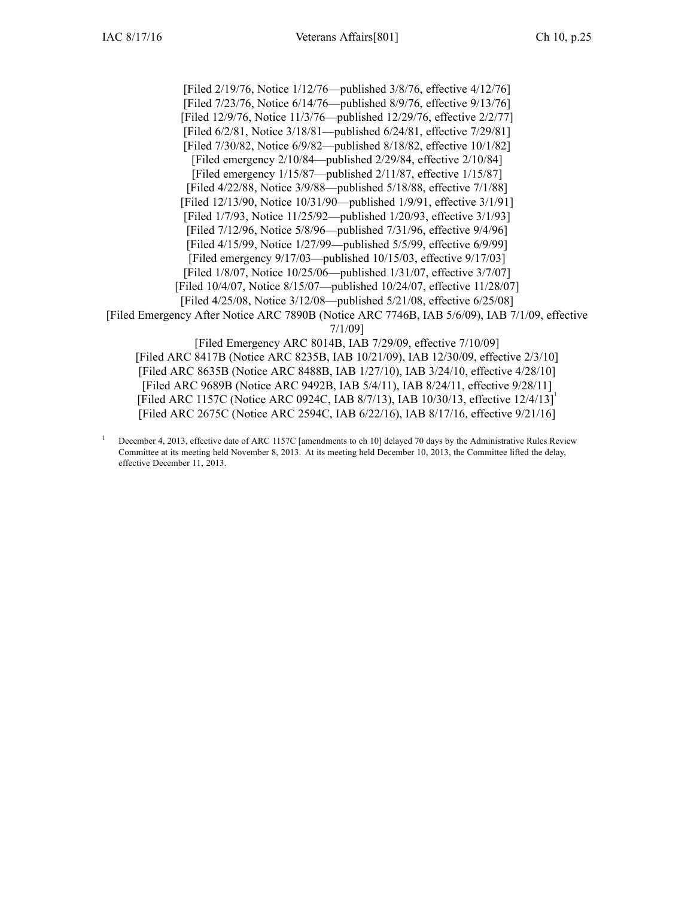[Filed 2/19/76, Notice 1/12/76—published 3/8/76, effective 4/12/76]
[Filed 7/23/76, Notice 6/14/76—published 8/9/76, effective 9/13/76]
[Filed 12/9/76, Notice 11/3/76—published 12/29/76, effective 2/2/77]
[Filed 6/2/81, Notice 3/18/81—published 6/24/81, effective 7/29/81]
[Filed 7/30/82, Notice 6/9/82—published 8/18/82, effective 10/1/82]
[Filed emergency 2/10/84—published 2/29/84, effective 2/10/84]
[Filed emergency 1/15/87—published 2/11/87, effective 1/15/87]
[Filed 4/22/88, Notice 3/9/88—published 5/18/88, effective 7/1/88]
[Filed 12/13/90, Notice 10/31/90—published 1/9/91, effective 3/1/91]
[Filed 1/7/93, Notice 11/25/92—published 1/20/93, effective 3/1/93]
[Filed 7/12/96, Notice 5/8/96—published 7/31/96, effective 9/4/96]
[Filed 4/15/99, Notice 1/27/99—published 5/5/99, effective 6/9/99]
[Filed emergency 9/17/03—published 10/15/03, effective 9/17/03]
[Filed 1/8/07, Notice 10/25/06—published 1/31/07, effective 3/7/07]
[Filed 10/4/07, Notice 8/15/07—published 10/24/07, effective 11/28/07]
[Filed 4/25/08, Notice 3/12/08—published 5/21/08, effective 6/25/08]
[Filed Emergency After Notice ARC 7890B (Notice ARC 7746B, IAB 5/6/09), IAB 7/1/09, effective 7/1/09]
[Filed Emergency ARC 8014B, IAB 7/29/09, effective 7/10/09]
[Filed ARC 8417B (Notice ARC 8235B, IAB 10/21/09), IAB 12/30/09, effective 2/3/10]
[Filed ARC 8635B (Notice ARC 8488B, IAB 1/27/10), IAB 3/24/10, effective 4/28/10]
[Filed ARC 9689B (Notice ARC 9492B, IAB 5/4/11), IAB 8/24/11, effective 9/28/11]
[Filed ARC 1157C (Notice ARC 0924C, IAB 8/7/13), IAB 10/30/13, effective 12/4/13][1]
[Filed ARC 2675C (Notice ARC 2594C, IAB 6/22/16), IAB 8/17/16, effective 9/21/16]

[1] December 4, 2013, effective date of ARC 1157C [amendments to ch 10] delayed 70 days by the Administrative Rules Review Committee at its meeting held November 8, 2013. At its meeting held December 10, 2013, the Committee lifted the delay, effective December 11, 2013.